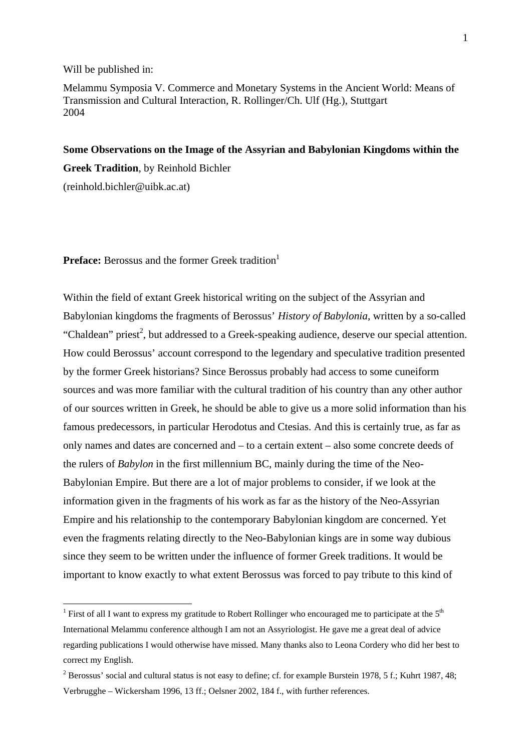Will be published in:

Melammu Symposia V. Commerce and Monetary Systems in the Ancient World: Means of Transmission and Cultural Interaction, R. Rollinger/Ch. Ulf (Hg.), Stuttgart 2004

**Some Observations on the Image of the Assyrian and Babylonian Kingdoms within the Greek Tradition**, by Reinhold Bichler

(reinhold.bichler@uibk.ac.at)

**Preface:** Berossus and the former Greek tradition[1]

Within the field of extant Greek historical writing on the subject of the Assyrian and Babylonian kingdoms the fragments of Berossus' *History of Babylonia*, written by a so-called "Chaldean" priest[2], but addressed to a Greek-speaking audience, deserve our special attention. How could Berossus' account correspond to the legendary and speculative tradition presented by the former Greek historians? Since Berossus probably had access to some cuneiform sources and was more familiar with the cultural tradition of his country than any other author of our sources written in Greek, he should be able to give us a more solid information than his famous predecessors, in particular Herodotus and Ctesias. And this is certainly true, as far as only names and dates are concerned and – to a certain extent – also some concrete deeds of the rulers of *Babylon* in the first millennium BC, mainly during the time of the Neo-Babylonian Empire. But there are a lot of major problems to consider, if we look at the information given in the fragments of his work as far as the history of the Neo-Assyrian Empire and his relationship to the contemporary Babylonian kingdom are concerned. Yet even the fragments relating directly to the Neo-Babylonian kings are in some way dubious since they seem to be written under the influence of former Greek traditions. It would be important to know exactly to what extent Berossus was forced to pay tribute to this kind of

---

[1] First of all I want to express my gratitude to Robert Rollinger who encouraged me to participate at the 5th International Melammu conference although I am not an Assyriologist. He gave me a great deal of advice regarding publications I would otherwise have missed. Many thanks also to Leona Cordery who did her best to correct my English.

[2] Berossus' social and cultural status is not easy to define; cf. for example Burstein 1978, 5 f.; Kuhrt 1987, 48; Verbrugghe – Wickersham 1996, 13 ff.; Oelsner 2002, 184 f., with further references.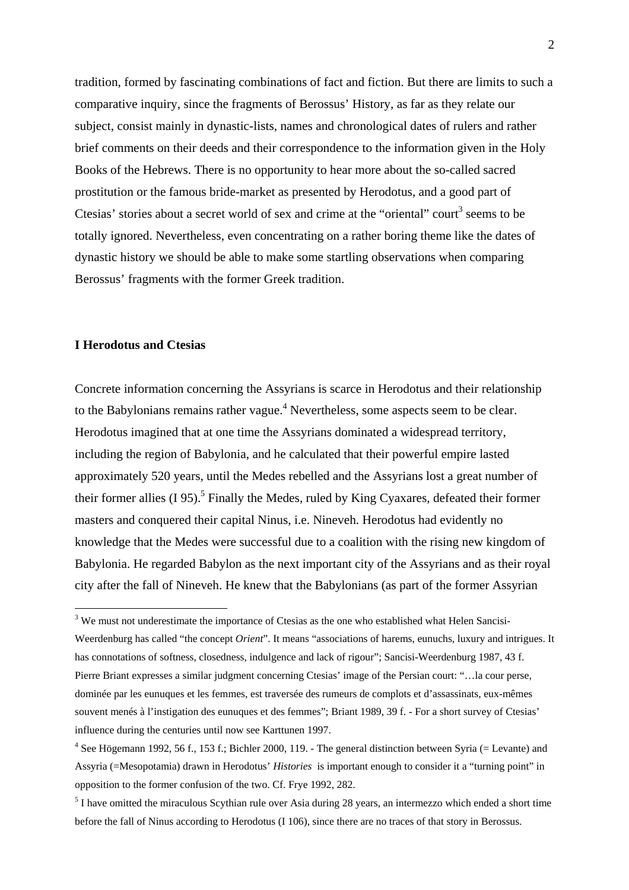tradition, formed by fascinating combinations of fact and fiction. But there are limits to such a comparative inquiry, since the fragments of Berossus' History, as far as they relate our subject, consist mainly in dynastic-lists, names and chronological dates of rulers and rather brief comments on their deeds and their correspondence to the information given in the Holy Books of the Hebrews. There is no opportunity to hear more about the so-called sacred prostitution or the famous bride-market as presented by Herodotus, and a good part of Ctesias' stories about a secret world of sex and crime at the "oriental" court[3] seems to be totally ignored. Nevertheless, even concentrating on a rather boring theme like the dates of dynastic history we should be able to make some startling observations when comparing Berossus' fragments with the former Greek tradition.

## I Herodotus and Ctesias

Concrete information concerning the Assyrians is scarce in Herodotus and their relationship to the Babylonians remains rather vague.[4] Nevertheless, some aspects seem to be clear. Herodotus imagined that at one time the Assyrians dominated a widespread territory, including the region of Babylonia, and he calculated that their powerful empire lasted approximately 520 years, until the Medes rebelled and the Assyrians lost a great number of their former allies (I 95).[5] Finally the Medes, ruled by King Cyaxares, defeated their former masters and conquered their capital Ninus, i.e. Nineveh. Herodotus had evidently no knowledge that the Medes were successful due to a coalition with the rising new kingdom of Babylonia. He regarded Babylon as the next important city of the Assyrians and as their royal city after the fall of Nineveh. He knew that the Babylonians (as part of the former Assyrian

---

[3] We must not underestimate the importance of Ctesias as the one who established what Helen Sancisi-Weerdenburg has called "the concept *Orient*". It means "associations of harems, eunuchs, luxury and intrigues. It has connotations of softness, closedness, indulgence and lack of rigour"; Sancisi-Weerdenburg 1987, 43 f. Pierre Briant expresses a similar judgment concerning Ctesias' image of the Persian court: "…la cour perse, dominée par les eunuques et les femmes, est traversée des rumeurs de complots et d'assassinats, eux-mêmes souvent menés à l'instigation des eunuques et des femmes"; Briant 1989, 39 f. - For a short survey of Ctesias' influence during the centuries until now see Karttunen 1997.

[4] See Högemann 1992, 56 f., 153 f.; Bichler 2000, 119. - The general distinction between Syria (= Levante) and Assyria (=Mesopotamia) drawn in Herodotus' *Histories* is important enough to consider it a "turning point" in opposition to the former confusion of the two. Cf. Frye 1992, 282.

[5] I have omitted the miraculous Scythian rule over Asia during 28 years, an intermezzo which ended a short time before the fall of Ninus according to Herodotus (I 106), since there are no traces of that story in Berossus.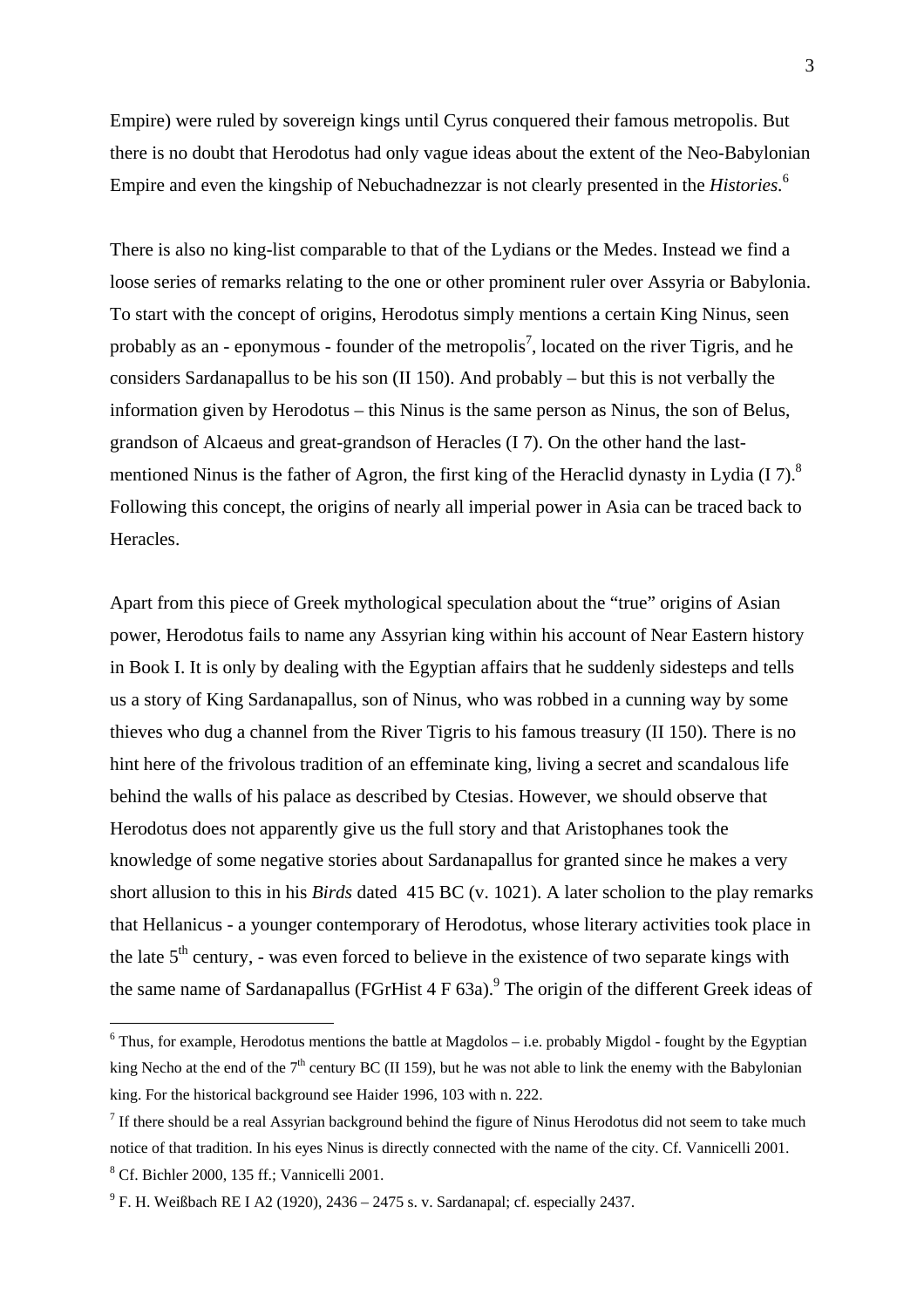Empire) were ruled by sovereign kings until Cyrus conquered their famous metropolis. But there is no doubt that Herodotus had only vague ideas about the extent of the Neo-Babylonian Empire and even the kingship of Nebuchadnezzar is not clearly presented in the *Histories*.[6]

There is also no king-list comparable to that of the Lydians or the Medes. Instead we find a loose series of remarks relating to the one or other prominent ruler over Assyria or Babylonia. To start with the concept of origins, Herodotus simply mentions a certain King Ninus, seen probably as an - eponymous - founder of the metropolis[7], located on the river Tigris, and he considers Sardanapallus to be his son (II 150). And probably – but this is not verbally the information given by Herodotus – this Ninus is the same person as Ninus, the son of Belus, grandson of Alcaeus and great-grandson of Heracles (I 7). On the other hand the last-mentioned Ninus is the father of Agron, the first king of the Heraclid dynasty in Lydia (I 7).[8] Following this concept, the origins of nearly all imperial power in Asia can be traced back to Heracles.

Apart from this piece of Greek mythological speculation about the "true" origins of Asian power, Herodotus fails to name any Assyrian king within his account of Near Eastern history in Book I. It is only by dealing with the Egyptian affairs that he suddenly sidesteps and tells us a story of King Sardanapallus, son of Ninus, who was robbed in a cunning way by some thieves who dug a channel from the River Tigris to his famous treasury (II 150). There is no hint here of the frivolous tradition of an effeminate king, living a secret and scandalous life behind the walls of his palace as described by Ctesias. However, we should observe that Herodotus does not apparently give us the full story and that Aristophanes took the knowledge of some negative stories about Sardanapallus for granted since he makes a very short allusion to this in his *Birds* dated 415 BC (v. 1021). A later scholion to the play remarks that Hellanicus - a younger contemporary of Herodotus, whose literary activities took place in the late 5th century, - was even forced to believe in the existence of two separate kings with the same name of Sardanapallus (FGrHist 4 F 63a).[9] The origin of the different Greek ideas of

---

[6] Thus, for example, Herodotus mentions the battle at Magdolos – i.e. probably Migdol - fought by the Egyptian king Necho at the end of the 7th century BC (II 159), but he was not able to link the enemy with the Babylonian king. For the historical background see Haider 1996, 103 with n. 222.

[7] If there should be a real Assyrian background behind the figure of Ninus Herodotus did not seem to take much notice of that tradition. In his eyes Ninus is directly connected with the name of the city. Cf. Vannicelli 2001.

[8] Cf. Bichler 2000, 135 ff.; Vannicelli 2001.

[9] F. H. Weißbach RE I A2 (1920), 2436 – 2475 s. v. Sardanapal; cf. especially 2437.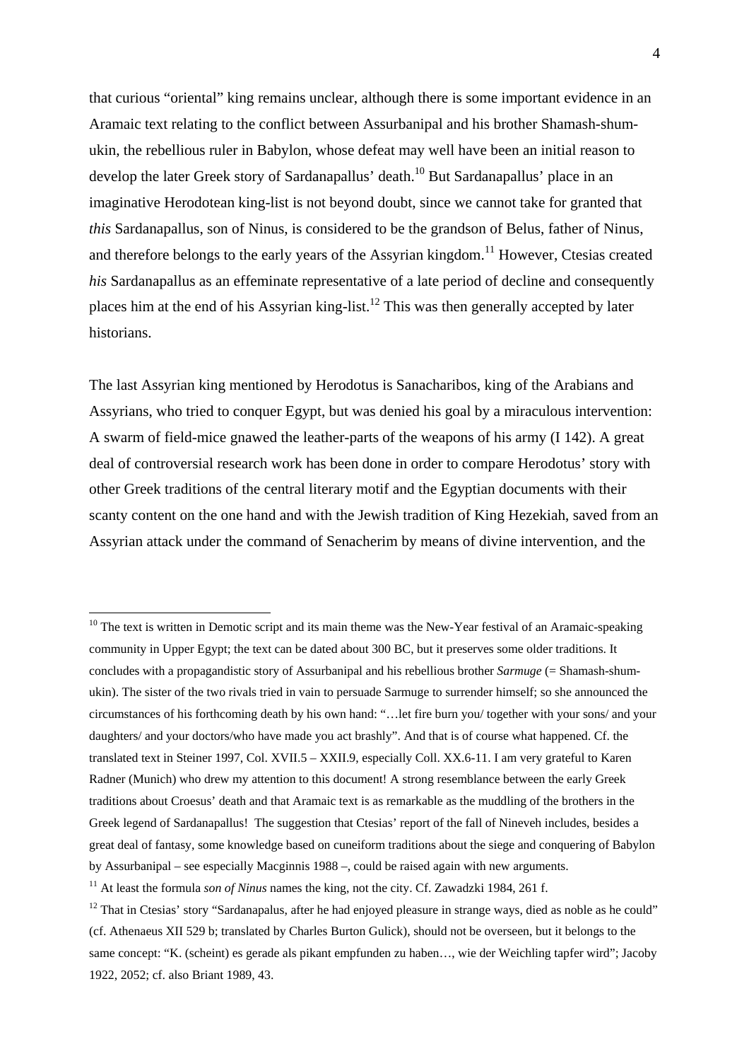that curious "oriental" king remains unclear, although there is some important evidence in an Aramaic text relating to the conflict between Assurbanipal and his brother Shamash-shum-ukin, the rebellious ruler in Babylon, whose defeat may well have been an initial reason to develop the later Greek story of Sardanapallus' death.[10] But Sardanapallus' place in an imaginative Herodotean king-list is not beyond doubt, since we cannot take for granted that *this* Sardanapallus, son of Ninus, is considered to be the grandson of Belus, father of Ninus, and therefore belongs to the early years of the Assyrian kingdom.[11] However, Ctesias created *his* Sardanapallus as an effeminate representative of a late period of decline and consequently places him at the end of his Assyrian king-list.[12] This was then generally accepted by later historians.

The last Assyrian king mentioned by Herodotus is Sanacharibos, king of the Arabians and Assyrians, who tried to conquer Egypt, but was denied his goal by a miraculous intervention: A swarm of field-mice gnawed the leather-parts of the weapons of his army (I 142). A great deal of controversial research work has been done in order to compare Herodotus' story with other Greek traditions of the central literary motif and the Egyptian documents with their scanty content on the one hand and with the Jewish tradition of King Hezekiah, saved from an Assyrian attack under the command of Senacherim by means of divine intervention, and the

---

[10] The text is written in Demotic script and its main theme was the New-Year festival of an Aramaic-speaking community in Upper Egypt; the text can be dated about 300 BC, but it preserves some older traditions. It concludes with a propagandistic story of Assurbanipal and his rebellious brother *Sarmuge* (= Shamash-shum-ukin). The sister of the two rivals tried in vain to persuade Sarmuge to surrender himself; so she announced the circumstances of his forthcoming death by his own hand: "…let fire burn you/ together with your sons/ and your daughters/ and your doctors/who have made you act brashly". And that is of course what happened. Cf. the translated text in Steiner 1997, Col. XVII.5 – XXII.9, especially Coll. XX.6-11. I am very grateful to Karen Radner (Munich) who drew my attention to this document! A strong resemblance between the early Greek traditions about Croesus' death and that Aramaic text is as remarkable as the muddling of the brothers in the Greek legend of Sardanapallus! The suggestion that Ctesias' report of the fall of Nineveh includes, besides a great deal of fantasy, some knowledge based on cuneiform traditions about the siege and conquering of Babylon by Assurbanipal – see especially Macginnis 1988 –, could be raised again with new arguments.

[11] At least the formula *son of Ninus* names the king, not the city. Cf. Zawadzki 1984, 261 f.

[12] That in Ctesias' story "Sardanapalus, after he had enjoyed pleasure in strange ways, died as noble as he could" (cf. Athenaeus XII 529 b; translated by Charles Burton Gulick), should not be overseen, but it belongs to the same concept: "K. (scheint) es gerade als pikant empfunden zu haben…, wie der Weichling tapfer wird"; Jacoby 1922, 2052; cf. also Briant 1989, 43.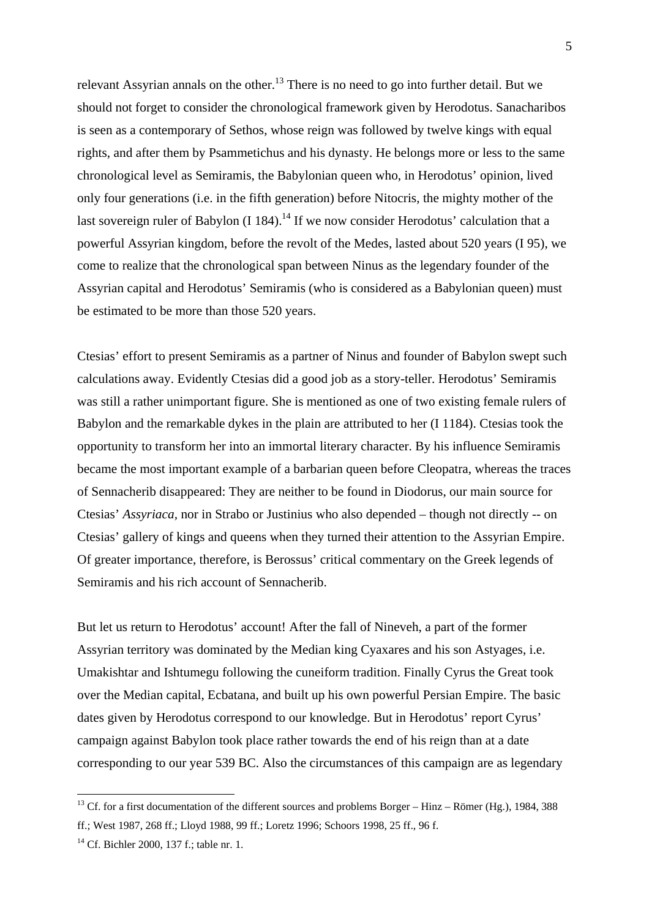relevant Assyrian annals on the other.[13] There is no need to go into further detail. But we should not forget to consider the chronological framework given by Herodotus. Sanacharibos is seen as a contemporary of Sethos, whose reign was followed by twelve kings with equal rights, and after them by Psammetichus and his dynasty. He belongs more or less to the same chronological level as Semiramis, the Babylonian queen who, in Herodotus' opinion, lived only four generations (i.e. in the fifth generation) before Nitocris, the mighty mother of the last sovereign ruler of Babylon (I 184).[14] If we now consider Herodotus' calculation that a powerful Assyrian kingdom, before the revolt of the Medes, lasted about 520 years (I 95), we come to realize that the chronological span between Ninus as the legendary founder of the Assyrian capital and Herodotus' Semiramis (who is considered as a Babylonian queen) must be estimated to be more than those 520 years.

Ctesias' effort to present Semiramis as a partner of Ninus and founder of Babylon swept such calculations away. Evidently Ctesias did a good job as a story-teller. Herodotus' Semiramis was still a rather unimportant figure. She is mentioned as one of two existing female rulers of Babylon and the remarkable dykes in the plain are attributed to her (I 1184). Ctesias took the opportunity to transform her into an immortal literary character. By his influence Semiramis became the most important example of a barbarian queen before Cleopatra, whereas the traces of Sennacherib disappeared: They are neither to be found in Diodorus, our main source for Ctesias' *Assyriaca*, nor in Strabo or Justinius who also depended – though not directly -- on Ctesias' gallery of kings and queens when they turned their attention to the Assyrian Empire. Of greater importance, therefore, is Berossus' critical commentary on the Greek legends of Semiramis and his rich account of Sennacherib.

But let us return to Herodotus' account! After the fall of Nineveh, a part of the former Assyrian territory was dominated by the Median king Cyaxares and his son Astyages, i.e. Umakishtar and Ishtumegu following the cuneiform tradition. Finally Cyrus the Great took over the Median capital, Ecbatana, and built up his own powerful Persian Empire. The basic dates given by Herodotus correspond to our knowledge. But in Herodotus' report Cyrus' campaign against Babylon took place rather towards the end of his reign than at a date corresponding to our year 539 BC. Also the circumstances of this campaign are as legendary

---

[13] Cf. for a first documentation of the different sources and problems Borger – Hinz – Römer (Hg.), 1984, 388 ff.; West 1987, 268 ff.; Lloyd 1988, 99 ff.; Loretz 1996; Schoors 1998, 25 ff., 96 f.

[14] Cf. Bichler 2000, 137 f.; table nr. 1.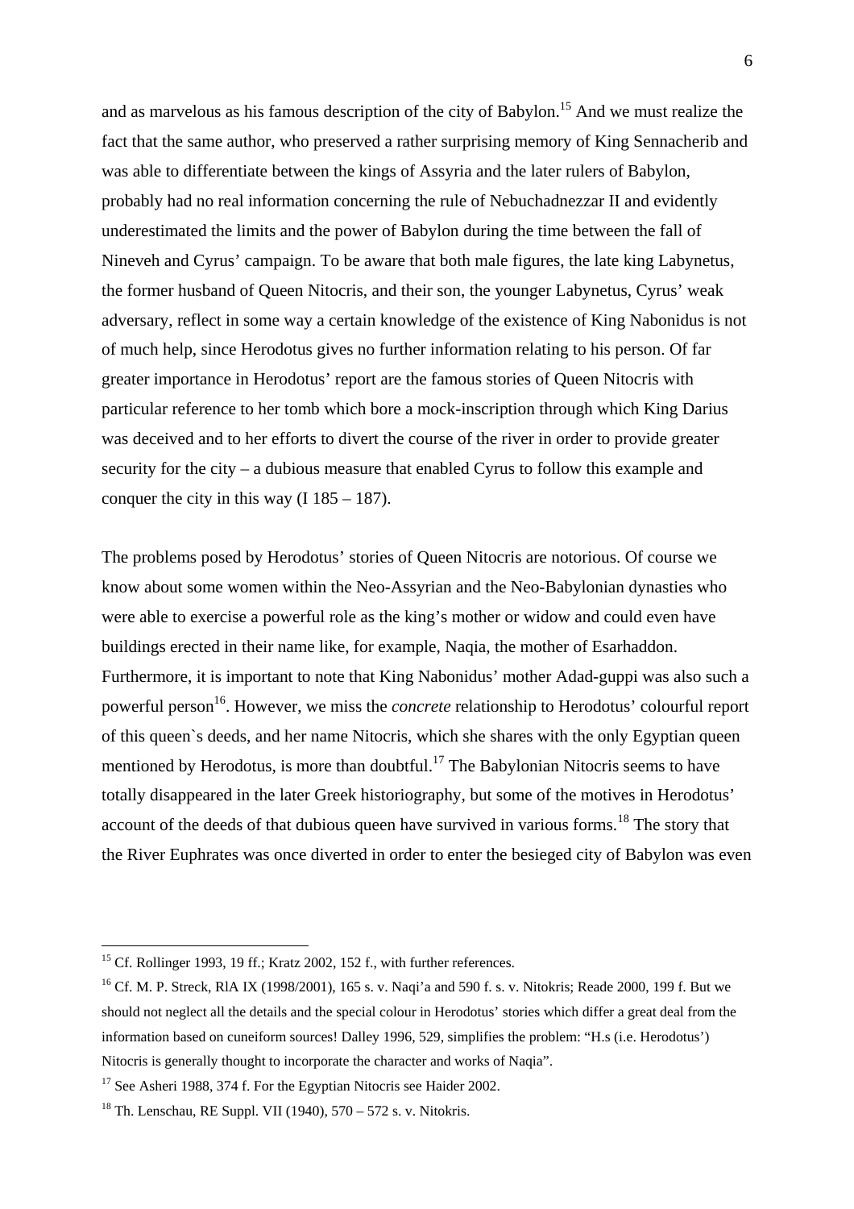and as marvelous as his famous description of the city of Babylon.[15] And we must realize the fact that the same author, who preserved a rather surprising memory of King Sennacherib and was able to differentiate between the kings of Assyria and the later rulers of Babylon, probably had no real information concerning the rule of Nebuchadnezzar II and evidently underestimated the limits and the power of Babylon during the time between the fall of Nineveh and Cyrus' campaign. To be aware that both male figures, the late king Labynetus, the former husband of Queen Nitocris, and their son, the younger Labynetus, Cyrus' weak adversary, reflect in some way a certain knowledge of the existence of King Nabonidus is not of much help, since Herodotus gives no further information relating to his person. Of far greater importance in Herodotus' report are the famous stories of Queen Nitocris with particular reference to her tomb which bore a mock-inscription through which King Darius was deceived and to her efforts to divert the course of the river in order to provide greater security for the city – a dubious measure that enabled Cyrus to follow this example and conquer the city in this way (I 185 – 187).

The problems posed by Herodotus' stories of Queen Nitocris are notorious. Of course we know about some women within the Neo-Assyrian and the Neo-Babylonian dynasties who were able to exercise a powerful role as the king's mother or widow and could even have buildings erected in their name like, for example, Naqia, the mother of Esarhaddon. Furthermore, it is important to note that King Nabonidus' mother Adad-guppi was also such a powerful person[16]. However, we miss the *concrete* relationship to Herodotus' colourful report of this queen`s deeds, and her name Nitocris, which she shares with the only Egyptian queen mentioned by Herodotus, is more than doubtful.[17] The Babylonian Nitocris seems to have totally disappeared in the later Greek historiography, but some of the motives in Herodotus' account of the deeds of that dubious queen have survived in various forms.[18] The story that the River Euphrates was once diverted in order to enter the besieged city of Babylon was even

---

[15] Cf. Rollinger 1993, 19 ff.; Kratz 2002, 152 f., with further references.

[16] Cf. M. P. Streck, RlA IX (1998/2001), 165 s. v. Naqi'a and 590 f. s. v. Nitokris; Reade 2000, 199 f. But we should not neglect all the details and the special colour in Herodotus' stories which differ a great deal from the information based on cuneiform sources! Dalley 1996, 529, simplifies the problem: "H.s (i.e. Herodotus') Nitocris is generally thought to incorporate the character and works of Naqia".

[17] See Asheri 1988, 374 f. For the Egyptian Nitocris see Haider 2002.

[18] Th. Lenschau, RE Suppl. VII (1940), 570 – 572 s. v. Nitokris.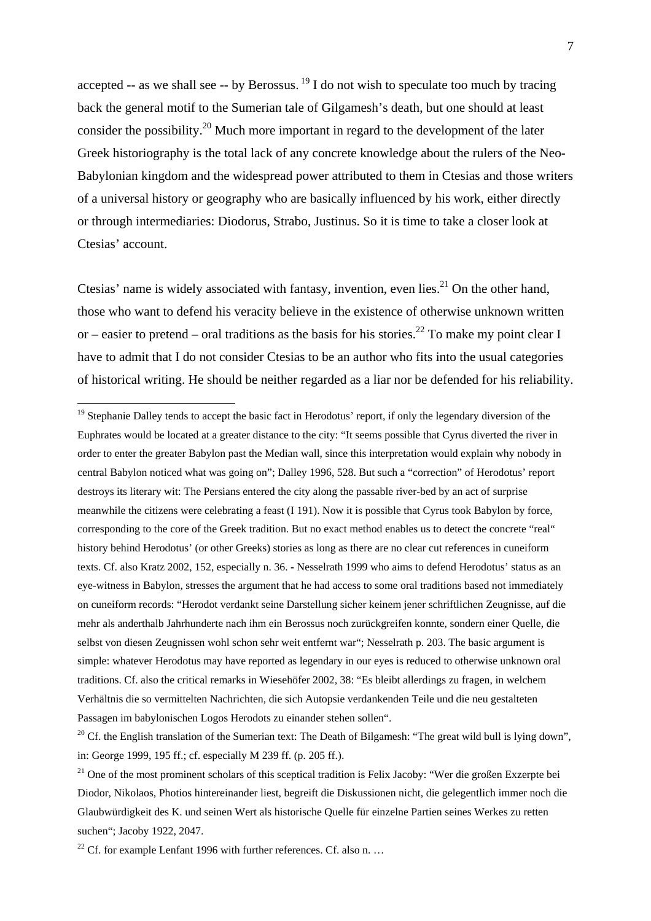accepted -- as we shall see -- by Berossus.[19] I do not wish to speculate too much by tracing back the general motif to the Sumerian tale of Gilgamesh's death, but one should at least consider the possibility.[20] Much more important in regard to the development of the later Greek historiography is the total lack of any concrete knowledge about the rulers of the Neo-Babylonian kingdom and the widespread power attributed to them in Ctesias and those writers of a universal history or geography who are basically influenced by his work, either directly or through intermediaries: Diodorus, Strabo, Justinus. So it is time to take a closer look at Ctesias' account.

Ctesias' name is widely associated with fantasy, invention, even lies.[21] On the other hand, those who want to defend his veracity believe in the existence of otherwise unknown written or – easier to pretend – oral traditions as the basis for his stories.[22] To make my point clear I have to admit that I do not consider Ctesias to be an author who fits into the usual categories of historical writing. He should be neither regarded as a liar nor be defended for his reliability.

---

[19] Stephanie Dalley tends to accept the basic fact in Herodotus' report, if only the legendary diversion of the Euphrates would be located at a greater distance to the city: "It seems possible that Cyrus diverted the river in order to enter the greater Babylon past the Median wall, since this interpretation would explain why nobody in central Babylon noticed what was going on"; Dalley 1996, 528. But such a "correction" of Herodotus' report destroys its literary wit: The Persians entered the city along the passable river-bed by an act of surprise meanwhile the citizens were celebrating a feast (I 191). Now it is possible that Cyrus took Babylon by force, corresponding to the core of the Greek tradition. But no exact method enables us to detect the concrete "real" history behind Herodotus' (or other Greeks) stories as long as there are no clear cut references in cuneiform texts. Cf. also Kratz 2002, 152, especially n. 36. - Nesselrath 1999 who aims to defend Herodotus' status as an eye-witness in Babylon, stresses the argument that he had access to some oral traditions based not immediately on cuneiform records: "Herodot verdankt seine Darstellung sicher keinem jener schriftlichen Zeugnisse, auf die mehr als anderthalb Jahrhunderte nach ihm ein Berossus noch zurückgreifen konnte, sondern einer Quelle, die selbst von diesen Zeugnissen wohl schon sehr weit entfernt war"; Nesselrath p. 203. The basic argument is simple: whatever Herodotus may have reported as legendary in our eyes is reduced to otherwise unknown oral traditions. Cf. also the critical remarks in Wiesehöfer 2002, 38: "Es bleibt allerdings zu fragen, in welchem Verhältnis die so vermittelten Nachrichten, die sich Autopsie verdankenden Teile und die neu gestalteten Passagen im babylonischen Logos Herodots zu einander stehen sollen".

[20] Cf. the English translation of the Sumerian text: The Death of Bilgamesh: "The great wild bull is lying down", in: George 1999, 195 ff.; cf. especially M 239 ff. (p. 205 ff.).

[21] One of the most prominent scholars of this sceptical tradition is Felix Jacoby: "Wer die großen Exzerpte bei Diodor, Nikolaos, Photios hintereinander liest, begreift die Diskussionen nicht, die gelegentlich immer noch die Glaubwürdigkeit des K. und seinen Wert als historische Quelle für einzelne Partien seines Werkes zu retten suchen"; Jacoby 1922, 2047.

[22] Cf. for example Lenfant 1996 with further references. Cf. also n. …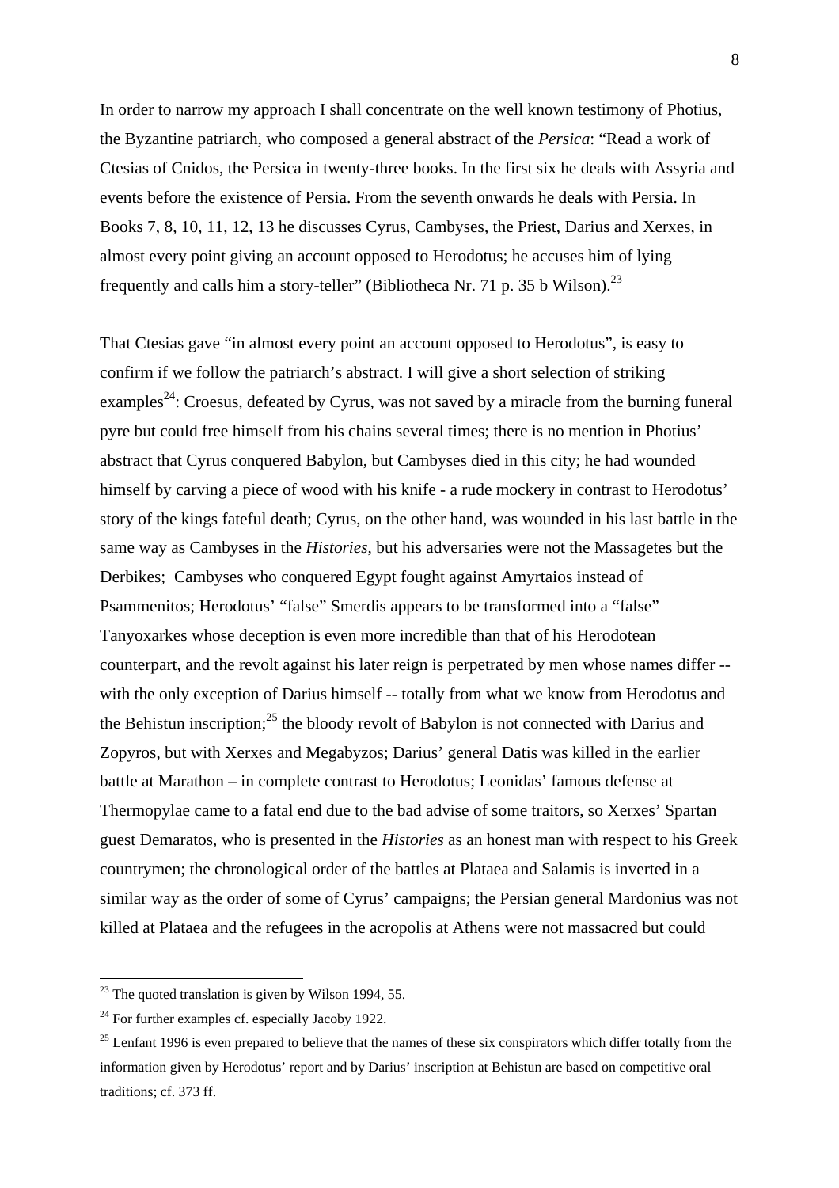In order to narrow my approach I shall concentrate on the well known testimony of Photius, the Byzantine patriarch, who composed a general abstract of the *Persica*: "Read a work of Ctesias of Cnidos, the Persica in twenty-three books. In the first six he deals with Assyria and events before the existence of Persia. From the seventh onwards he deals with Persia. In Books 7, 8, 10, 11, 12, 13 he discusses Cyrus, Cambyses, the Priest, Darius and Xerxes, in almost every point giving an account opposed to Herodotus; he accuses him of lying frequently and calls him a story-teller" (Bibliotheca Nr. 71 p. 35 b Wilson).[23]

That Ctesias gave "in almost every point an account opposed to Herodotus", is easy to confirm if we follow the patriarch's abstract. I will give a short selection of striking examples[24]: Croesus, defeated by Cyrus, was not saved by a miracle from the burning funeral pyre but could free himself from his chains several times; there is no mention in Photius' abstract that Cyrus conquered Babylon, but Cambyses died in this city; he had wounded himself by carving a piece of wood with his knife - a rude mockery in contrast to Herodotus' story of the kings fateful death; Cyrus, on the other hand, was wounded in his last battle in the same way as Cambyses in the *Histories*, but his adversaries were not the Massagetes but the Derbikes; Cambyses who conquered Egypt fought against Amyrtaios instead of Psammenitos; Herodotus' "false" Smerdis appears to be transformed into a "false" Tanyoxarkes whose deception is even more incredible than that of his Herodotean counterpart, and the revolt against his later reign is perpetrated by men whose names differ -- with the only exception of Darius himself -- totally from what we know from Herodotus and the Behistun inscription;[25] the bloody revolt of Babylon is not connected with Darius and Zopyros, but with Xerxes and Megabyzos; Darius' general Datis was killed in the earlier battle at Marathon – in complete contrast to Herodotus; Leonidas' famous defense at Thermopylae came to a fatal end due to the bad advise of some traitors, so Xerxes' Spartan guest Demaratos, who is presented in the *Histories* as an honest man with respect to his Greek countrymen; the chronological order of the battles at Plataea and Salamis is inverted in a similar way as the order of some of Cyrus' campaigns; the Persian general Mardonius was not killed at Plataea and the refugees in the acropolis at Athens were not massacred but could

---

[23] The quoted translation is given by Wilson 1994, 55.

[24] For further examples cf. especially Jacoby 1922.

[25] Lenfant 1996 is even prepared to believe that the names of these six conspirators which differ totally from the information given by Herodotus' report and by Darius' inscription at Behistun are based on competitive oral traditions; cf. 373 ff.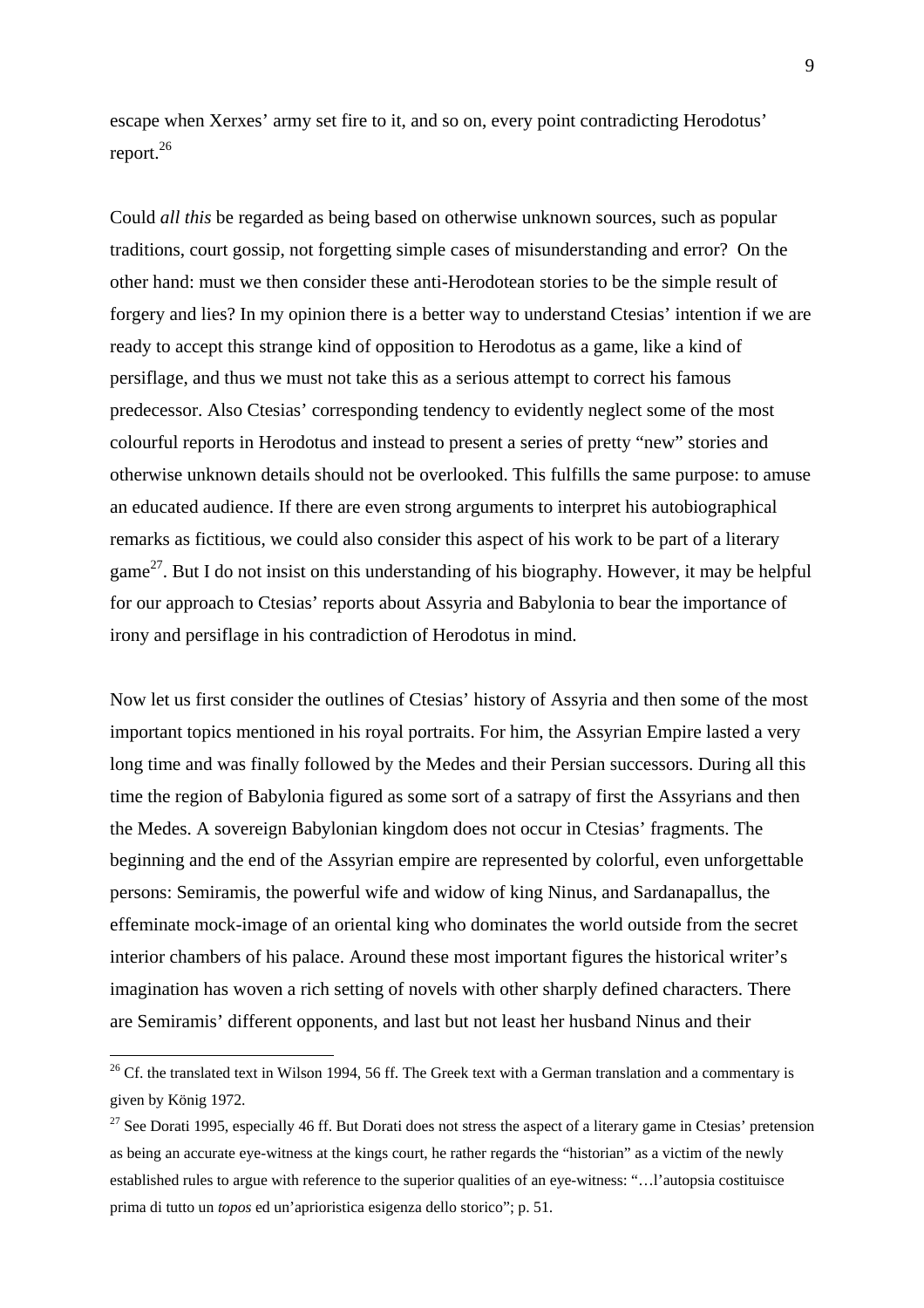escape when Xerxes' army set fire to it, and so on, every point contradicting Herodotus' report.[26]

Could *all this* be regarded as being based on otherwise unknown sources, such as popular traditions, court gossip, not forgetting simple cases of misunderstanding and error? On the other hand: must we then consider these anti-Herodotean stories to be the simple result of forgery and lies? In my opinion there is a better way to understand Ctesias' intention if we are ready to accept this strange kind of opposition to Herodotus as a game, like a kind of persiflage, and thus we must not take this as a serious attempt to correct his famous predecessor. Also Ctesias' corresponding tendency to evidently neglect some of the most colourful reports in Herodotus and instead to present a series of pretty "new" stories and otherwise unknown details should not be overlooked. This fulfills the same purpose: to amuse an educated audience. If there are even strong arguments to interpret his autobiographical remarks as fictitious, we could also consider this aspect of his work to be part of a literary game[27]. But I do not insist on this understanding of his biography. However, it may be helpful for our approach to Ctesias' reports about Assyria and Babylonia to bear the importance of irony and persiflage in his contradiction of Herodotus in mind.

Now let us first consider the outlines of Ctesias' history of Assyria and then some of the most important topics mentioned in his royal portraits. For him, the Assyrian Empire lasted a very long time and was finally followed by the Medes and their Persian successors. During all this time the region of Babylonia figured as some sort of a satrapy of first the Assyrians and then the Medes. A sovereign Babylonian kingdom does not occur in Ctesias' fragments. The beginning and the end of the Assyrian empire are represented by colorful, even unforgettable persons: Semiramis, the powerful wife and widow of king Ninus, and Sardanapallus, the effeminate mock-image of an oriental king who dominates the world outside from the secret interior chambers of his palace. Around these most important figures the historical writer's imagination has woven a rich setting of novels with other sharply defined characters. There are Semiramis' different opponents, and last but not least her husband Ninus and their

[26] Cf. the translated text in Wilson 1994, 56 ff. The Greek text with a German translation and a commentary is given by König 1972.

[27] See Dorati 1995, especially 46 ff. But Dorati does not stress the aspect of a literary game in Ctesias' pretension as being an accurate eye-witness at the kings court, he rather regards the "historian" as a victim of the newly established rules to argue with reference to the superior qualities of an eye-witness: "…l'autopsia costituisce prima di tutto un *topos* ed un'aprioristica esigenza dello storico"; p. 51.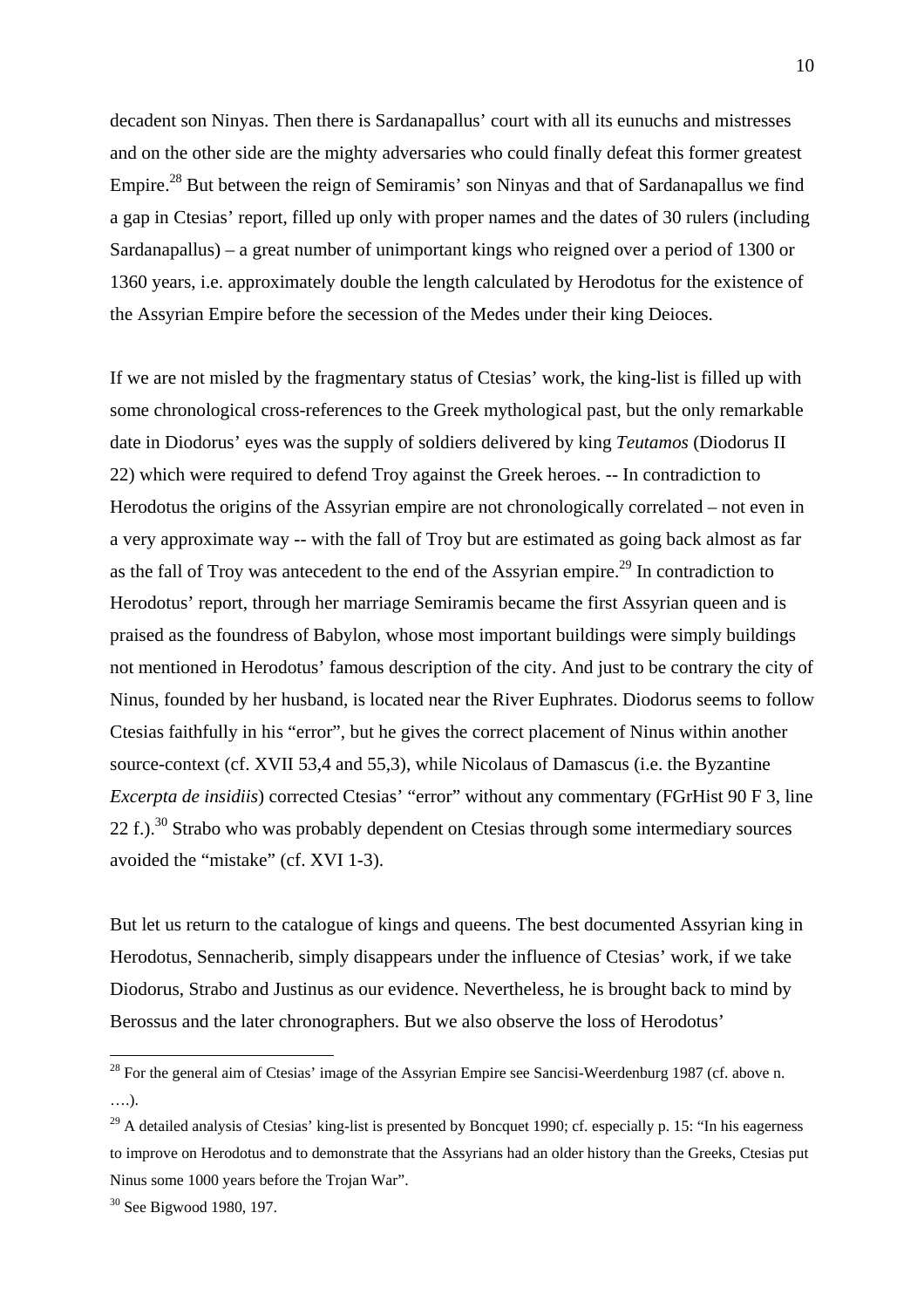decadent son Ninyas. Then there is Sardanapallus' court with all its eunuchs and mistresses and on the other side are the mighty adversaries who could finally defeat this former greatest Empire.[28] But between the reign of Semiramis' son Ninyas and that of Sardanapallus we find a gap in Ctesias' report, filled up only with proper names and the dates of 30 rulers (including Sardanapallus) – a great number of unimportant kings who reigned over a period of 1300 or 1360 years, i.e. approximately double the length calculated by Herodotus for the existence of the Assyrian Empire before the secession of the Medes under their king Deioces.

If we are not misled by the fragmentary status of Ctesias' work, the king-list is filled up with some chronological cross-references to the Greek mythological past, but the only remarkable date in Diodorus' eyes was the supply of soldiers delivered by king *Teutamos* (Diodorus II 22) which were required to defend Troy against the Greek heroes. -- In contradiction to Herodotus the origins of the Assyrian empire are not chronologically correlated – not even in a very approximate way -- with the fall of Troy but are estimated as going back almost as far as the fall of Troy was antecedent to the end of the Assyrian empire.[29] In contradiction to Herodotus' report, through her marriage Semiramis became the first Assyrian queen and is praised as the foundress of Babylon, whose most important buildings were simply buildings not mentioned in Herodotus' famous description of the city. And just to be contrary the city of Ninus, founded by her husband, is located near the River Euphrates. Diodorus seems to follow Ctesias faithfully in his "error", but he gives the correct placement of Ninus within another source-context (cf. XVII 53,4 and 55,3), while Nicolaus of Damascus (i.e. the Byzantine *Excerpta de insidiis*) corrected Ctesias' "error" without any commentary (FGrHist 90 F 3, line 22 f.).[30] Strabo who was probably dependent on Ctesias through some intermediary sources avoided the "mistake" (cf. XVI 1-3).

But let us return to the catalogue of kings and queens. The best documented Assyrian king in Herodotus, Sennacherib, simply disappears under the influence of Ctesias' work, if we take Diodorus, Strabo and Justinus as our evidence. Nevertheless, he is brought back to mind by Berossus and the later chronographers. But we also observe the loss of Herodotus'

---

[28] For the general aim of Ctesias' image of the Assyrian Empire see Sancisi-Weerdenburg 1987 (cf. above n. ….).

[29] A detailed analysis of Ctesias' king-list is presented by Boncquet 1990; cf. especially p. 15: "In his eagerness to improve on Herodotus and to demonstrate that the Assyrians had an older history than the Greeks, Ctesias put Ninus some 1000 years before the Trojan War".

[30] See Bigwood 1980, 197.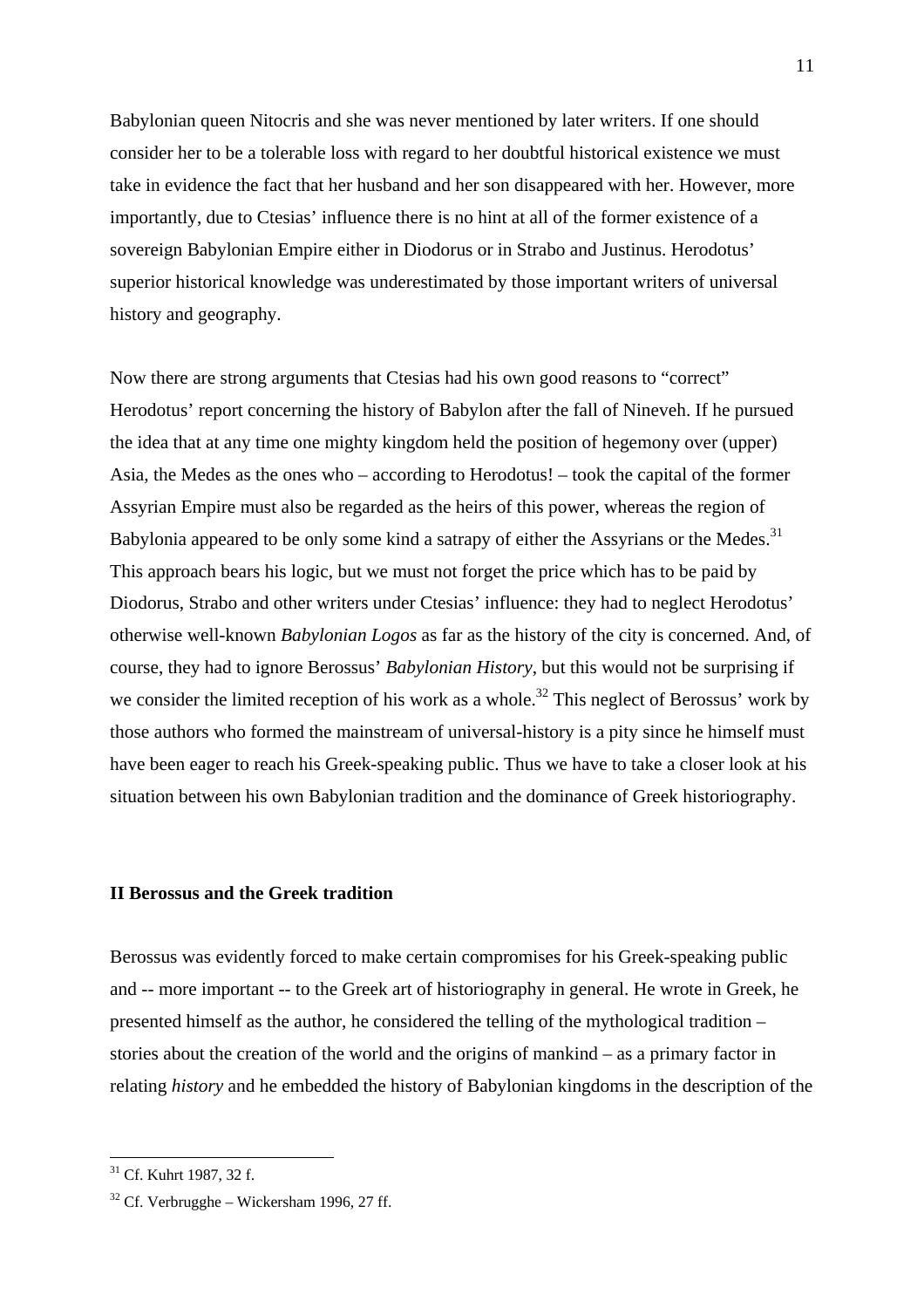Babylonian queen Nitocris and she was never mentioned by later writers. If one should consider her to be a tolerable loss with regard to her doubtful historical existence we must take in evidence the fact that her husband and her son disappeared with her. However, more importantly, due to Ctesias' influence there is no hint at all of the former existence of a sovereign Babylonian Empire either in Diodorus or in Strabo and Justinus. Herodotus' superior historical knowledge was underestimated by those important writers of universal history and geography.

Now there are strong arguments that Ctesias had his own good reasons to "correct" Herodotus' report concerning the history of Babylon after the fall of Nineveh. If he pursued the idea that at any time one mighty kingdom held the position of hegemony over (upper) Asia, the Medes as the ones who – according to Herodotus! – took the capital of the former Assyrian Empire must also be regarded as the heirs of this power, whereas the region of Babylonia appeared to be only some kind a satrapy of either the Assyrians or the Medes.[31] This approach bears his logic, but we must not forget the price which has to be paid by Diodorus, Strabo and other writers under Ctesias' influence: they had to neglect Herodotus' otherwise well-known *Babylonian Logos* as far as the history of the city is concerned. And, of course, they had to ignore Berossus' *Babylonian History*, but this would not be surprising if we consider the limited reception of his work as a whole.[32] This neglect of Berossus' work by those authors who formed the mainstream of universal-history is a pity since he himself must have been eager to reach his Greek-speaking public. Thus we have to take a closer look at his situation between his own Babylonian tradition and the dominance of Greek historiography.

## II Berossus and the Greek tradition

Berossus was evidently forced to make certain compromises for his Greek-speaking public and -- more important -- to the Greek art of historiography in general. He wrote in Greek, he presented himself as the author, he considered the telling of the mythological tradition – stories about the creation of the world and the origins of mankind – as a primary factor in relating *history* and he embedded the history of Babylonian kingdoms in the description of the

---

[31] Cf. Kuhrt 1987, 32 f.

[32] Cf. Verbrugghe – Wickersham 1996, 27 ff.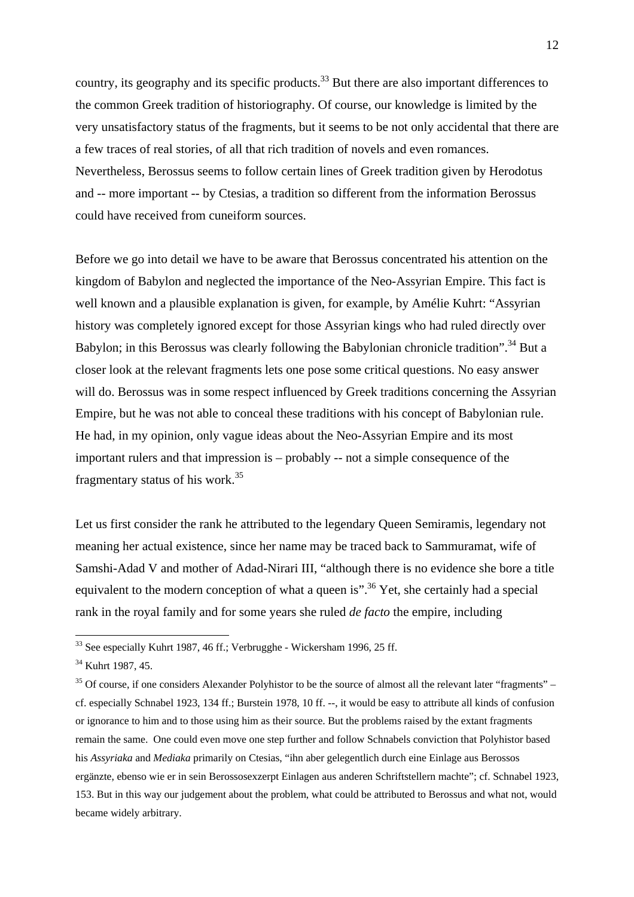country, its geography and its specific products.[33] But there are also important differences to the common Greek tradition of historiography. Of course, our knowledge is limited by the very unsatisfactory status of the fragments, but it seems to be not only accidental that there are a few traces of real stories, of all that rich tradition of novels and even romances. Nevertheless, Berossus seems to follow certain lines of Greek tradition given by Herodotus and -- more important -- by Ctesias, a tradition so different from the information Berossus could have received from cuneiform sources.

Before we go into detail we have to be aware that Berossus concentrated his attention on the kingdom of Babylon and neglected the importance of the Neo-Assyrian Empire. This fact is well known and a plausible explanation is given, for example, by Amélie Kuhrt: "Assyrian history was completely ignored except for those Assyrian kings who had ruled directly over Babylon; in this Berossus was clearly following the Babylonian chronicle tradition".[34] But a closer look at the relevant fragments lets one pose some critical questions. No easy answer will do. Berossus was in some respect influenced by Greek traditions concerning the Assyrian Empire, but he was not able to conceal these traditions with his concept of Babylonian rule. He had, in my opinion, only vague ideas about the Neo-Assyrian Empire and its most important rulers and that impression is – probably -- not a simple consequence of the fragmentary status of his work.[35]

Let us first consider the rank he attributed to the legendary Queen Semiramis, legendary not meaning her actual existence, since her name may be traced back to Sammuramat, wife of Samshi-Adad V and mother of Adad-Nirari III, "although there is no evidence she bore a title equivalent to the modern conception of what a queen is".[36] Yet, she certainly had a special rank in the royal family and for some years she ruled *de facto* the empire, including

---

[33] See especially Kuhrt 1987, 46 ff.; Verbrugghe - Wickersham 1996, 25 ff.

[34] Kuhrt 1987, 45.

[35] Of course, if one considers Alexander Polyhistor to be the source of almost all the relevant later "fragments" – cf. especially Schnabel 1923, 134 ff.; Burstein 1978, 10 ff. --, it would be easy to attribute all kinds of confusion or ignorance to him and to those using him as their source. But the problems raised by the extant fragments remain the same. One could even move one step further and follow Schnabels conviction that Polyhistor based his *Assyriaka* and *Mediaka* primarily on Ctesias, "ihn aber gelegentlich durch eine Einlage aus Berossos ergänzte, ebenso wie er in sein Berossosexzerpt Einlagen aus anderen Schriftstellern machte"; cf. Schnabel 1923, 153. But in this way our judgement about the problem, what could be attributed to Berossus and what not, would became widely arbitrary.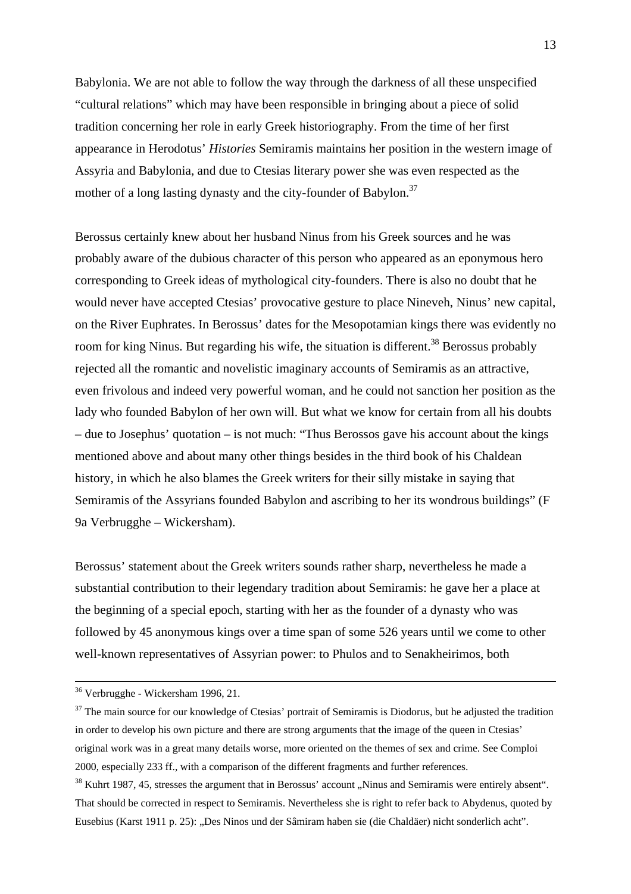Babylonia. We are not able to follow the way through the darkness of all these unspecified "cultural relations" which may have been responsible in bringing about a piece of solid tradition concerning her role in early Greek historiography. From the time of her first appearance in Herodotus' *Histories* Semiramis maintains her position in the western image of Assyria and Babylonia, and due to Ctesias literary power she was even respected as the mother of a long lasting dynasty and the city-founder of Babylon.[37]

Berossus certainly knew about her husband Ninus from his Greek sources and he was probably aware of the dubious character of this person who appeared as an eponymous hero corresponding to Greek ideas of mythological city-founders. There is also no doubt that he would never have accepted Ctesias' provocative gesture to place Nineveh, Ninus' new capital, on the River Euphrates. In Berossus' dates for the Mesopotamian kings there was evidently no room for king Ninus. But regarding his wife, the situation is different.[38] Berossus probably rejected all the romantic and novelistic imaginary accounts of Semiramis as an attractive, even frivolous and indeed very powerful woman, and he could not sanction her position as the lady who founded Babylon of her own will. But what we know for certain from all his doubts – due to Josephus' quotation – is not much: "Thus Berossos gave his account about the kings mentioned above and about many other things besides in the third book of his Chaldean history, in which he also blames the Greek writers for their silly mistake in saying that Semiramis of the Assyrians founded Babylon and ascribing to her its wondrous buildings" (F 9a Verbrugghe – Wickersham).

Berossus' statement about the Greek writers sounds rather sharp, nevertheless he made a substantial contribution to their legendary tradition about Semiramis: he gave her a place at the beginning of a special epoch, starting with her as the founder of a dynasty who was followed by 45 anonymous kings over a time span of some 526 years until we come to other well-known representatives of Assyrian power: to Phulos and to Senakheirimos, both

---

[36] Verbrugghe - Wickersham 1996, 21.

[37] The main source for our knowledge of Ctesias' portrait of Semiramis is Diodorus, but he adjusted the tradition in order to develop his own picture and there are strong arguments that the image of the queen in Ctesias' original work was in a great many details worse, more oriented on the themes of sex and crime. See Comploi 2000, especially 233 ff., with a comparison of the different fragments and further references.

[38] Kuhrt 1987, 45, stresses the argument that in Berossus' account „Ninus and Semiramis were entirely absent". That should be corrected in respect to Semiramis. Nevertheless she is right to refer back to Abydenus, quoted by Eusebius (Karst 1911 p. 25): „Des Ninos und der Sâmiram haben sie (die Chaldäer) nicht sonderlich acht".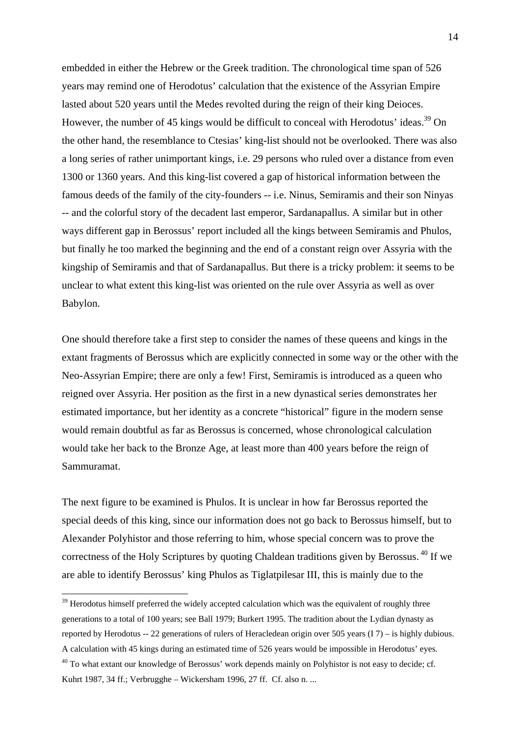embedded in either the Hebrew or the Greek tradition. The chronological time span of 526 years may remind one of Herodotus' calculation that the existence of the Assyrian Empire lasted about 520 years until the Medes revolted during the reign of their king Deioces. However, the number of 45 kings would be difficult to conceal with Herodotus' ideas.[39] On the other hand, the resemblance to Ctesias' king-list should not be overlooked. There was also a long series of rather unimportant kings, i.e. 29 persons who ruled over a distance from even 1300 or 1360 years. And this king-list covered a gap of historical information between the famous deeds of the family of the city-founders -- i.e. Ninus, Semiramis and their son Ninyas -- and the colorful story of the decadent last emperor, Sardanapallus. A similar but in other ways different gap in Berossus' report included all the kings between Semiramis and Phulos, but finally he too marked the beginning and the end of a constant reign over Assyria with the kingship of Semiramis and that of Sardanapallus. But there is a tricky problem: it seems to be unclear to what extent this king-list was oriented on the rule over Assyria as well as over Babylon.

One should therefore take a first step to consider the names of these queens and kings in the extant fragments of Berossus which are explicitly connected in some way or the other with the Neo-Assyrian Empire; there are only a few! First, Semiramis is introduced as a queen who reigned over Assyria. Her position as the first in a new dynastical series demonstrates her estimated importance, but her identity as a concrete "historical" figure in the modern sense would remain doubtful as far as Berossus is concerned, whose chronological calculation would take her back to the Bronze Age, at least more than 400 years before the reign of Sammuramat.

The next figure to be examined is Phulos. It is unclear in how far Berossus reported the special deeds of this king, since our information does not go back to Berossus himself, but to Alexander Polyhistor and those referring to him, whose special concern was to prove the correctness of the Holy Scriptures by quoting Chaldean traditions given by Berossus.[40] If we are able to identify Berossus' king Phulos as Tiglatpilesar III, this is mainly due to the

---

[39] Herodotus himself preferred the widely accepted calculation which was the equivalent of roughly three generations to a total of 100 years; see Ball 1979; Burkert 1995. The tradition about the Lydian dynasty as reported by Herodotus -- 22 generations of rulers of Heracledean origin over 505 years (I 7) – is highly dubious. A calculation with 45 kings during an estimated time of 526 years would be impossible in Herodotus' eyes.

[40] To what extant our knowledge of Berossus' work depends mainly on Polyhistor is not easy to decide; cf. Kuhrt 1987, 34 ff.; Verbrugghe – Wickersham 1996, 27 ff. Cf. also n. ...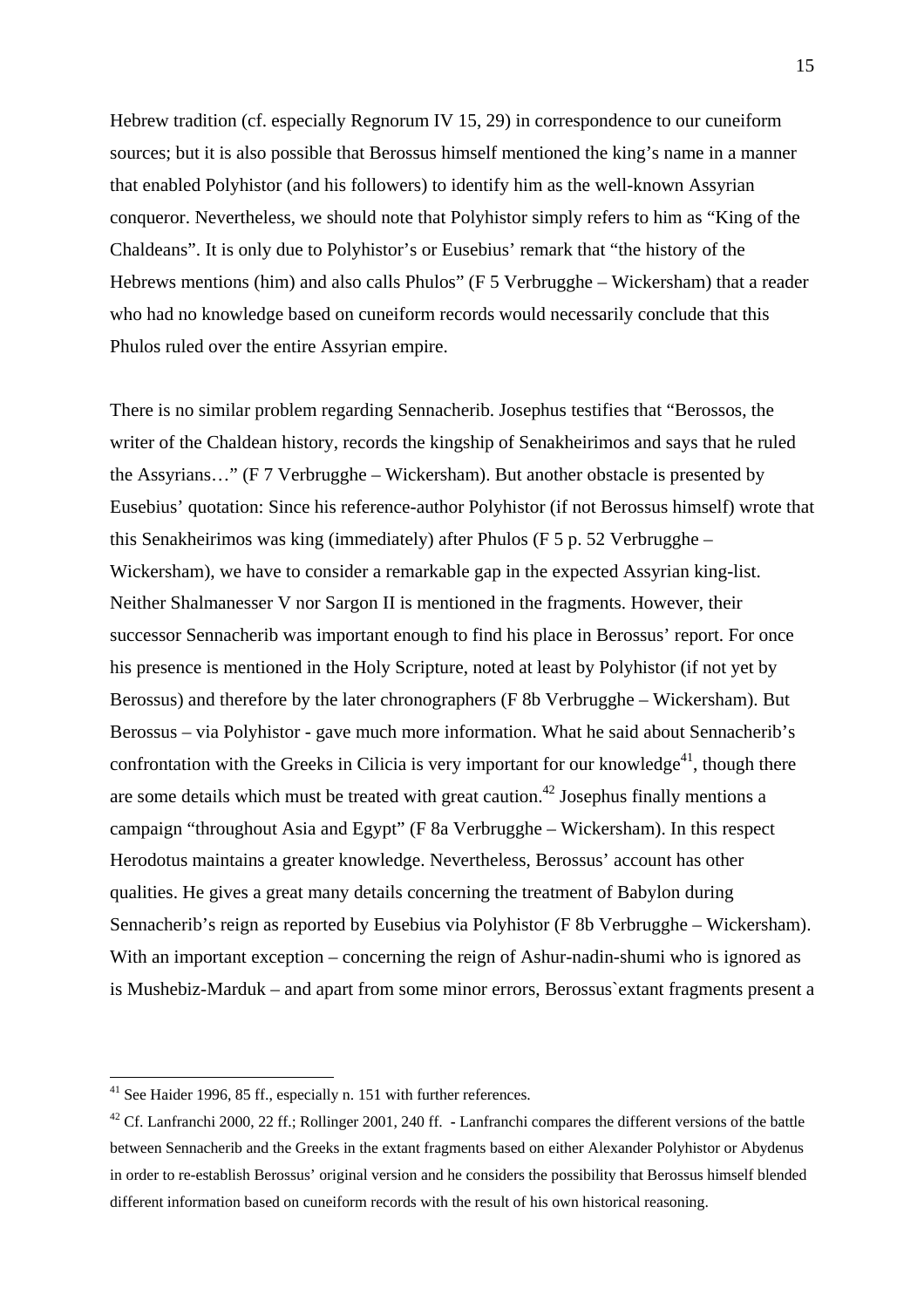Hebrew tradition (cf. especially Regnorum IV 15, 29) in correspondence to our cuneiform sources; but it is also possible that Berossus himself mentioned the king's name in a manner that enabled Polyhistor (and his followers) to identify him as the well-known Assyrian conqueror. Nevertheless, we should note that Polyhistor simply refers to him as "King of the Chaldeans". It is only due to Polyhistor's or Eusebius' remark that "the history of the Hebrews mentions (him) and also calls Phulos" (F 5 Verbrugghe – Wickersham) that a reader who had no knowledge based on cuneiform records would necessarily conclude that this Phulos ruled over the entire Assyrian empire.

There is no similar problem regarding Sennacherib. Josephus testifies that "Berossos, the writer of the Chaldean history, records the kingship of Senakheirimos and says that he ruled the Assyrians…" (F 7 Verbrugghe – Wickersham). But another obstacle is presented by Eusebius' quotation: Since his reference-author Polyhistor (if not Berossus himself) wrote that this Senakheirimos was king (immediately) after Phulos (F 5 p. 52 Verbrugghe – Wickersham), we have to consider a remarkable gap in the expected Assyrian king-list. Neither Shalmanesser V nor Sargon II is mentioned in the fragments. However, their successor Sennacherib was important enough to find his place in Berossus' report. For once his presence is mentioned in the Holy Scripture, noted at least by Polyhistor (if not yet by Berossus) and therefore by the later chronographers (F 8b Verbrugghe – Wickersham). But Berossus – via Polyhistor - gave much more information. What he said about Sennacherib's confrontation with the Greeks in Cilicia is very important for our knowledge[41], though there are some details which must be treated with great caution.[42] Josephus finally mentions a campaign "throughout Asia and Egypt" (F 8a Verbrugghe – Wickersham). In this respect Herodotus maintains a greater knowledge. Nevertheless, Berossus' account has other qualities. He gives a great many details concerning the treatment of Babylon during Sennacherib's reign as reported by Eusebius via Polyhistor (F 8b Verbrugghe – Wickersham). With an important exception – concerning the reign of Ashur-nadin-shumi who is ignored as is Mushebiz-Marduk – and apart from some minor errors, Berossus`extant fragments present a

---

[41] See Haider 1996, 85 ff., especially n. 151 with further references.

[42] Cf. Lanfranchi 2000, 22 ff.; Rollinger 2001, 240 ff. - Lanfranchi compares the different versions of the battle between Sennacherib and the Greeks in the extant fragments based on either Alexander Polyhistor or Abydenus in order to re-establish Berossus' original version and he considers the possibility that Berossus himself blended different information based on cuneiform records with the result of his own historical reasoning.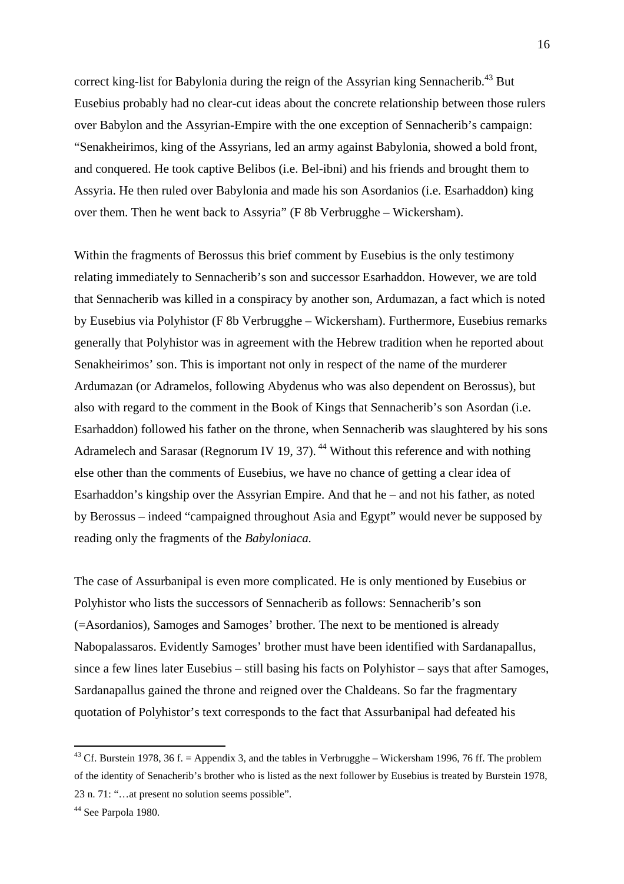correct king-list for Babylonia during the reign of the Assyrian king Sennacherib.[43] But Eusebius probably had no clear-cut ideas about the concrete relationship between those rulers over Babylon and the Assyrian-Empire with the one exception of Sennacherib's campaign: "Senakheirimos, king of the Assyrians, led an army against Babylonia, showed a bold front, and conquered. He took captive Belibos (i.e. Bel-ibni) and his friends and brought them to Assyria. He then ruled over Babylonia and made his son Asordanios (i.e. Esarhaddon) king over them. Then he went back to Assyria" (F 8b Verbrugghe – Wickersham).

Within the fragments of Berossus this brief comment by Eusebius is the only testimony relating immediately to Sennacherib's son and successor Esarhaddon. However, we are told that Sennacherib was killed in a conspiracy by another son, Ardumazan, a fact which is noted by Eusebius via Polyhistor (F 8b Verbrugghe – Wickersham). Furthermore, Eusebius remarks generally that Polyhistor was in agreement with the Hebrew tradition when he reported about Senakheirimos' son. This is important not only in respect of the name of the murderer Ardumazan (or Adramelos, following Abydenus who was also dependent on Berossus), but also with regard to the comment in the Book of Kings that Sennacherib's son Asordan (i.e. Esarhaddon) followed his father on the throne, when Sennacherib was slaughtered by his sons Adramelech and Sarasar (Regnorum IV 19, 37).[44] Without this reference and with nothing else other than the comments of Eusebius, we have no chance of getting a clear idea of Esarhaddon's kingship over the Assyrian Empire. And that he – and not his father, as noted by Berossus – indeed "campaigned throughout Asia and Egypt" would never be supposed by reading only the fragments of the *Babyloniaca.*

The case of Assurbanipal is even more complicated. He is only mentioned by Eusebius or Polyhistor who lists the successors of Sennacherib as follows: Sennacherib's son (=Asordanios), Samoges and Samoges' brother. The next to be mentioned is already Nabopalassaros. Evidently Samoges' brother must have been identified with Sardanapallus, since a few lines later Eusebius – still basing his facts on Polyhistor – says that after Samoges, Sardanapallus gained the throne and reigned over the Chaldeans. So far the fragmentary quotation of Polyhistor's text corresponds to the fact that Assurbanipal had defeated his

---

[43] Cf. Burstein 1978, 36 f. = Appendix 3, and the tables in Verbrugghe – Wickersham 1996, 76 ff. The problem of the identity of Senacherib's brother who is listed as the next follower by Eusebius is treated by Burstein 1978, 23 n. 71: "…at present no solution seems possible".

[44] See Parpola 1980.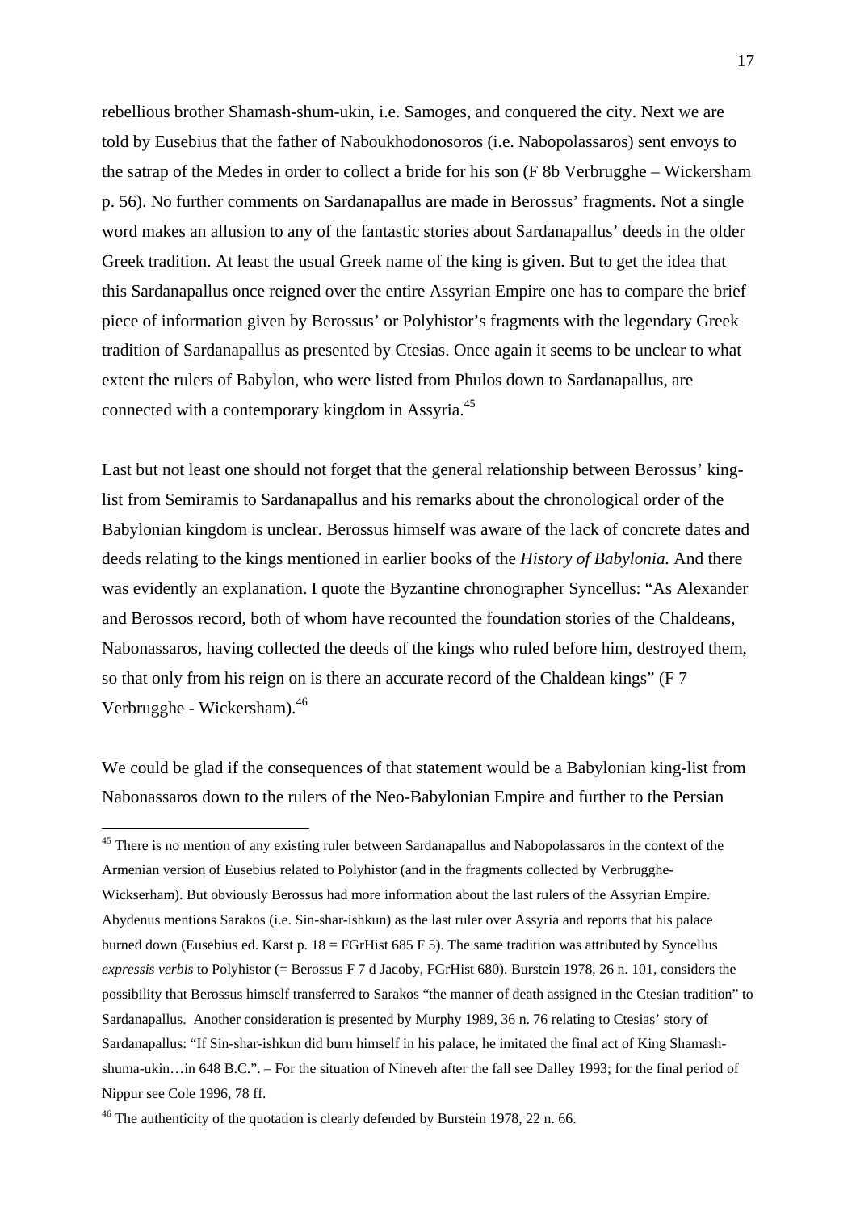rebellious brother Shamash-shum-ukin, i.e. Samoges, and conquered the city. Next we are told by Eusebius that the father of Naboukhodonosoros (i.e. Nabopolassaros) sent envoys to the satrap of the Medes in order to collect a bride for his son (F 8b Verbrugghe – Wickersham p. 56). No further comments on Sardanapallus are made in Berossus' fragments. Not a single word makes an allusion to any of the fantastic stories about Sardanapallus' deeds in the older Greek tradition. At least the usual Greek name of the king is given. But to get the idea that this Sardanapallus once reigned over the entire Assyrian Empire one has to compare the brief piece of information given by Berossus' or Polyhistor's fragments with the legendary Greek tradition of Sardanapallus as presented by Ctesias. Once again it seems to be unclear to what extent the rulers of Babylon, who were listed from Phulos down to Sardanapallus, are connected with a contemporary kingdom in Assyria.[45]

Last but not least one should not forget that the general relationship between Berossus' king-list from Semiramis to Sardanapallus and his remarks about the chronological order of the Babylonian kingdom is unclear. Berossus himself was aware of the lack of concrete dates and deeds relating to the kings mentioned in earlier books of the *History of Babylonia.* And there was evidently an explanation. I quote the Byzantine chronographer Syncellus: "As Alexander and Berossos record, both of whom have recounted the foundation stories of the Chaldeans, Nabonassaros, having collected the deeds of the kings who ruled before him, destroyed them, so that only from his reign on is there an accurate record of the Chaldean kings" (F 7 Verbrugghe - Wickersham).[46]

We could be glad if the consequences of that statement would be a Babylonian king-list from Nabonassaros down to the rulers of the Neo-Babylonian Empire and further to the Persian

---

[45] There is no mention of any existing ruler between Sardanapallus and Nabopolassaros in the context of the Armenian version of Eusebius related to Polyhistor (and in the fragments collected by Verbrugghe-Wickserham). But obviously Berossus had more information about the last rulers of the Assyrian Empire. Abydenus mentions Sarakos (i.e. Sin-shar-ishkun) as the last ruler over Assyria and reports that his palace burned down (Eusebius ed. Karst p. 18 = FGrHist 685 F 5). The same tradition was attributed by Syncellus *expressis verbis* to Polyhistor (= Berossus F 7 d Jacoby, FGrHist 680). Burstein 1978, 26 n. 101, considers the possibility that Berossus himself transferred to Sarakos "the manner of death assigned in the Ctesian tradition" to Sardanapallus. Another consideration is presented by Murphy 1989, 36 n. 76 relating to Ctesias' story of Sardanapallus: "If Sin-shar-ishkun did burn himself in his palace, he imitated the final act of King Shamash-shuma-ukin…in 648 B.C.". – For the situation of Nineveh after the fall see Dalley 1993; for the final period of Nippur see Cole 1996, 78 ff.

[46] The authenticity of the quotation is clearly defended by Burstein 1978, 22 n. 66.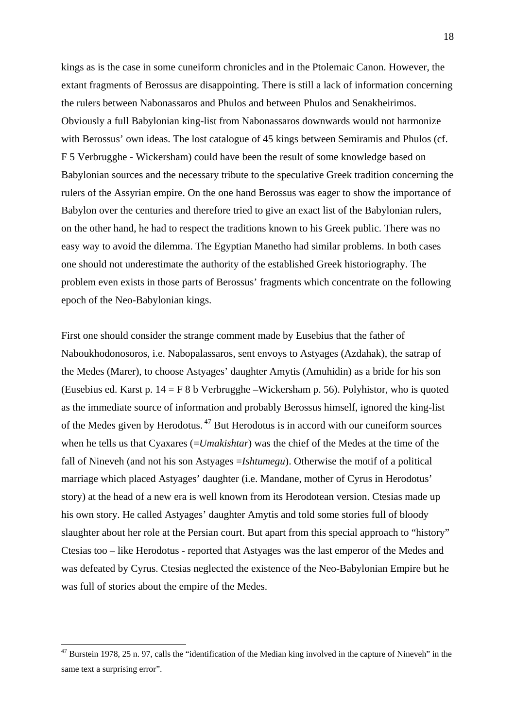kings as is the case in some cuneiform chronicles and in the Ptolemaic Canon. However, the extant fragments of Berossus are disappointing. There is still a lack of information concerning the rulers between Nabonassaros and Phulos and between Phulos and Senakheirimos. Obviously a full Babylonian king-list from Nabonassaros downwards would not harmonize with Berossus' own ideas. The lost catalogue of 45 kings between Semiramis and Phulos (cf. F 5 Verbrugghe - Wickersham) could have been the result of some knowledge based on Babylonian sources and the necessary tribute to the speculative Greek tradition concerning the rulers of the Assyrian empire. On the one hand Berossus was eager to show the importance of Babylon over the centuries and therefore tried to give an exact list of the Babylonian rulers, on the other hand, he had to respect the traditions known to his Greek public. There was no easy way to avoid the dilemma. The Egyptian Manetho had similar problems. In both cases one should not underestimate the authority of the established Greek historiography. The problem even exists in those parts of Berossus' fragments which concentrate on the following epoch of the Neo-Babylonian kings.

First one should consider the strange comment made by Eusebius that the father of Naboukhodonosoros, i.e. Nabopalassaros, sent envoys to Astyages (Azdahak), the satrap of the Medes (Marer), to choose Astyages' daughter Amytis (Amuhidin) as a bride for his son (Eusebius ed. Karst p. 14 = F 8 b Verbrugghe –Wickersham p. 56). Polyhistor, who is quoted as the immediate source of information and probably Berossus himself, ignored the king-list of the Medes given by Herodotus.[47] But Herodotus is in accord with our cuneiform sources when he tells us that Cyaxares (=*Umakishtar*) was the chief of the Medes at the time of the fall of Nineveh (and not his son Astyages =*Ishtumegu*). Otherwise the motif of a political marriage which placed Astyages' daughter (i.e. Mandane, mother of Cyrus in Herodotus' story) at the head of a new era is well known from its Herodotean version. Ctesias made up his own story. He called Astyages' daughter Amytis and told some stories full of bloody slaughter about her role at the Persian court. But apart from this special approach to "history" Ctesias too – like Herodotus - reported that Astyages was the last emperor of the Medes and was defeated by Cyrus. Ctesias neglected the existence of the Neo-Babylonian Empire but he was full of stories about the empire of the Medes.

[47] Burstein 1978, 25 n. 97, calls the "identification of the Median king involved in the capture of Nineveh" in the same text a surprising error".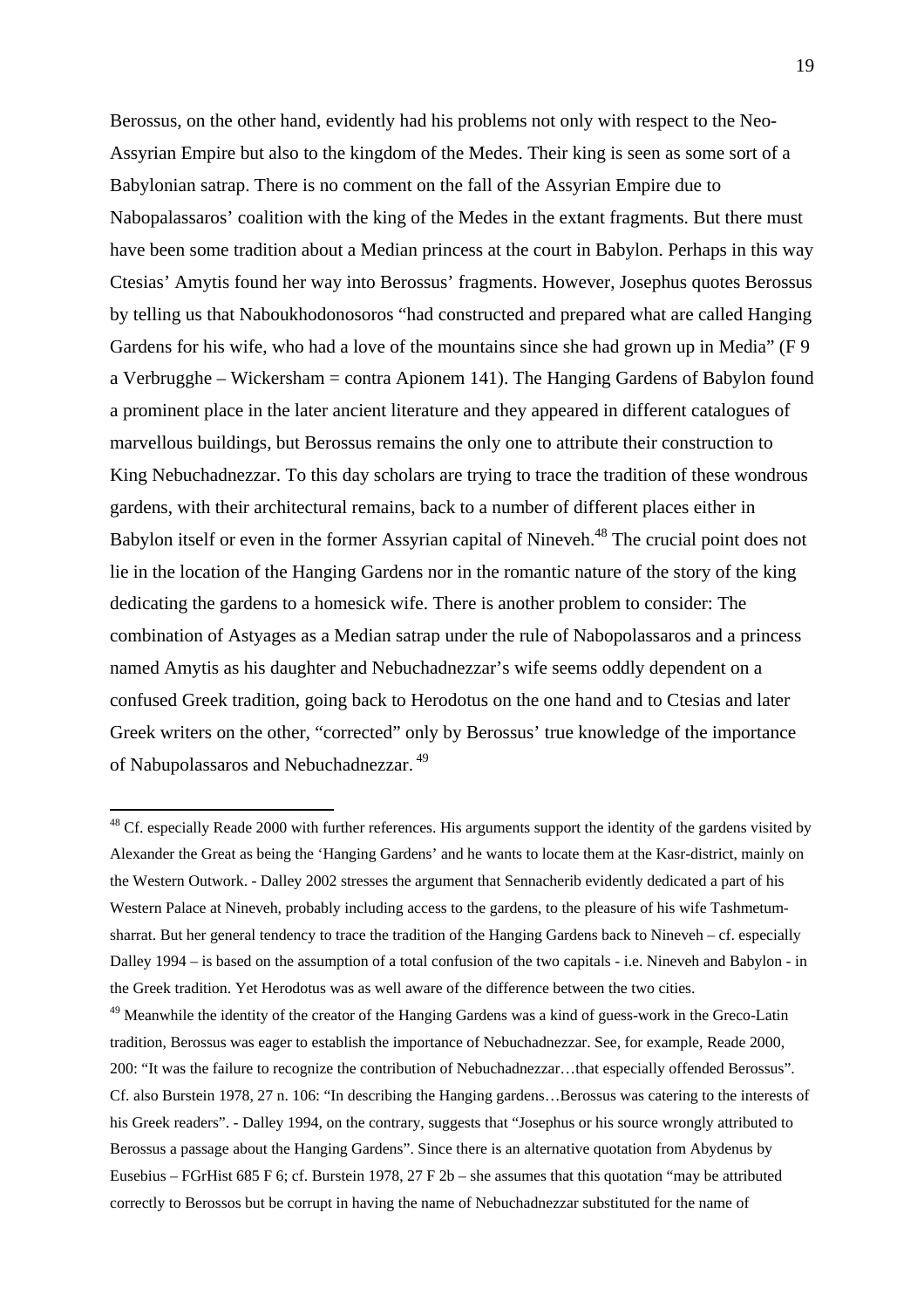Berossus, on the other hand, evidently had his problems not only with respect to the Neo-Assyrian Empire but also to the kingdom of the Medes. Their king is seen as some sort of a Babylonian satrap. There is no comment on the fall of the Assyrian Empire due to Nabopalassaros' coalition with the king of the Medes in the extant fragments. But there must have been some tradition about a Median princess at the court in Babylon. Perhaps in this way Ctesias' Amytis found her way into Berossus' fragments. However, Josephus quotes Berossus by telling us that Naboukhodonosoros "had constructed and prepared what are called Hanging Gardens for his wife, who had a love of the mountains since she had grown up in Media" (F 9 a Verbrugghe – Wickersham = contra Apionem 141). The Hanging Gardens of Babylon found a prominent place in the later ancient literature and they appeared in different catalogues of marvellous buildings, but Berossus remains the only one to attribute their construction to King Nebuchadnezzar. To this day scholars are trying to trace the tradition of these wondrous gardens, with their architectural remains, back to a number of different places either in Babylon itself or even in the former Assyrian capital of Nineveh.[48] The crucial point does not lie in the location of the Hanging Gardens nor in the romantic nature of the story of the king dedicating the gardens to a homesick wife. There is another problem to consider: The combination of Astyages as a Median satrap under the rule of Nabopolassaros and a princess named Amytis as his daughter and Nebuchadnezzar's wife seems oddly dependent on a confused Greek tradition, going back to Herodotus on the one hand and to Ctesias and later Greek writers on the other, "corrected" only by Berossus' true knowledge of the importance of Nabupolassaros and Nebuchadnezzar.[49]

---

[48] Cf. especially Reade 2000 with further references. His arguments support the identity of the gardens visited by Alexander the Great as being the 'Hanging Gardens' and he wants to locate them at the Kasr-district, mainly on the Western Outwork. - Dalley 2002 stresses the argument that Sennacherib evidently dedicated a part of his Western Palace at Nineveh, probably including access to the gardens, to the pleasure of his wife Tashmetum-sharrat. But her general tendency to trace the tradition of the Hanging Gardens back to Nineveh – cf. especially Dalley 1994 – is based on the assumption of a total confusion of the two capitals - i.e. Nineveh and Babylon - in the Greek tradition. Yet Herodotus was as well aware of the difference between the two cities.

[49] Meanwhile the identity of the creator of the Hanging Gardens was a kind of guess-work in the Greco-Latin tradition, Berossus was eager to establish the importance of Nebuchadnezzar. See, for example, Reade 2000, 200: "It was the failure to recognize the contribution of Nebuchadnezzar…that especially offended Berossus". Cf. also Burstein 1978, 27 n. 106: "In describing the Hanging gardens…Berossus was catering to the interests of his Greek readers". - Dalley 1994, on the contrary, suggests that "Josephus or his source wrongly attributed to Berossus a passage about the Hanging Gardens". Since there is an alternative quotation from Abydenus by Eusebius – FGrHist 685 F 6; cf. Burstein 1978, 27 F 2b – she assumes that this quotation "may be attributed correctly to Berossos but be corrupt in having the name of Nebuchadnezzar substituted for the name of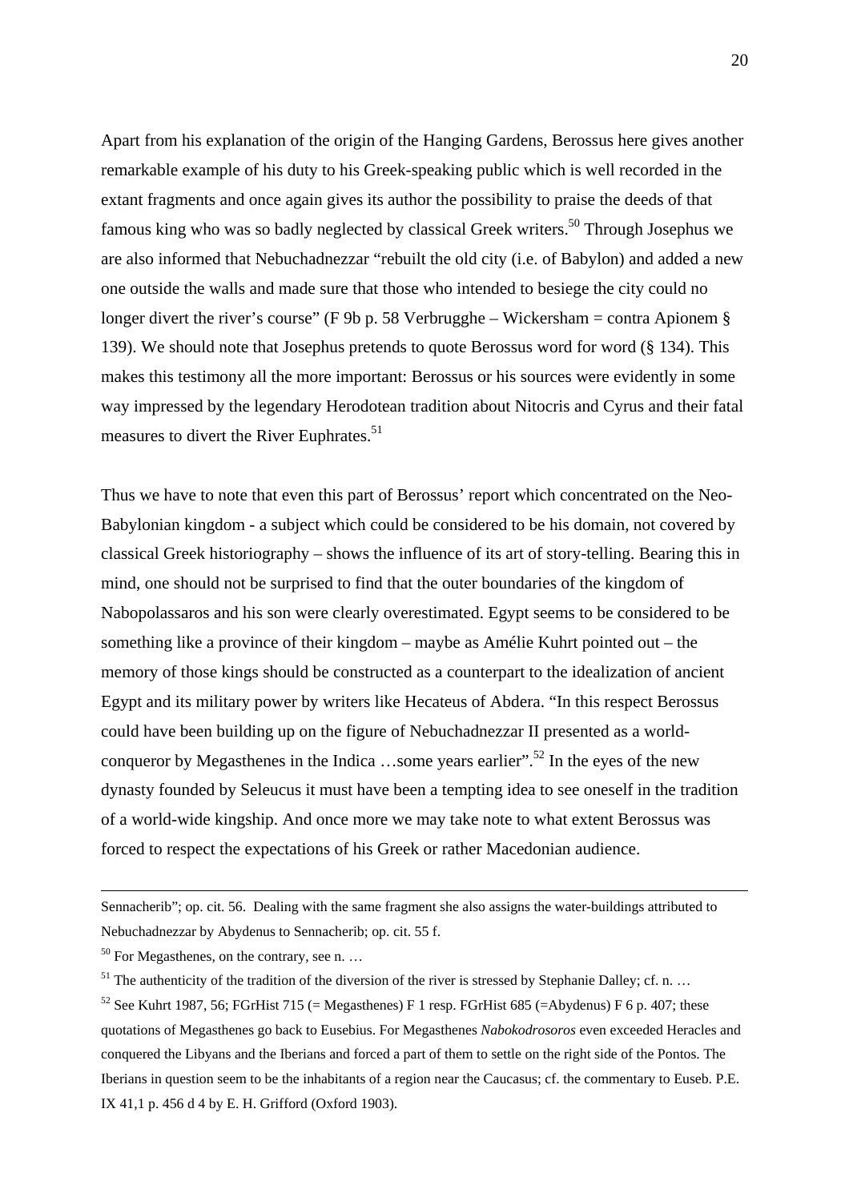Apart from his explanation of the origin of the Hanging Gardens, Berossus here gives another remarkable example of his duty to his Greek-speaking public which is well recorded in the extant fragments and once again gives its author the possibility to praise the deeds of that famous king who was so badly neglected by classical Greek writers.[50] Through Josephus we are also informed that Nebuchadnezzar "rebuilt the old city (i.e. of Babylon) and added a new one outside the walls and made sure that those who intended to besiege the city could no longer divert the river's course" (F 9b p. 58 Verbrugghe – Wickersham = contra Apionem § 139). We should note that Josephus pretends to quote Berossus word for word (§ 134). This makes this testimony all the more important: Berossus or his sources were evidently in some way impressed by the legendary Herodotean tradition about Nitocris and Cyrus and their fatal measures to divert the River Euphrates.[51]

Thus we have to note that even this part of Berossus' report which concentrated on the Neo-Babylonian kingdom - a subject which could be considered to be his domain, not covered by classical Greek historiography – shows the influence of its art of story-telling. Bearing this in mind, one should not be surprised to find that the outer boundaries of the kingdom of Nabopolassaros and his son were clearly overestimated. Egypt seems to be considered to be something like a province of their kingdom – maybe as Amélie Kuhrt pointed out – the memory of those kings should be constructed as a counterpart to the idealization of ancient Egypt and its military power by writers like Hecateus of Abdera. "In this respect Berossus could have been building up on the figure of Nebuchadnezzar II presented as a world-conqueror by Megasthenes in the Indica …some years earlier".[52] In the eyes of the new dynasty founded by Seleucus it must have been a tempting idea to see oneself in the tradition of a world-wide kingship. And once more we may take note to what extent Berossus was forced to respect the expectations of his Greek or rather Macedonian audience.

---

Sennacherib"; op. cit. 56. Dealing with the same fragment she also assigns the water-buildings attributed to Nebuchadnezzar by Abydenus to Sennacherib; op. cit. 55 f.

[50] For Megasthenes, on the contrary, see n. …

[51] The authenticity of the tradition of the diversion of the river is stressed by Stephanie Dalley; cf. n. …

[52] See Kuhrt 1987, 56; FGrHist 715 (= Megasthenes) F 1 resp. FGrHist 685 (=Abydenus) F 6 p. 407; these quotations of Megasthenes go back to Eusebius. For Megasthenes *Nabokodrosoros* even exceeded Heracles and conquered the Libyans and the Iberians and forced a part of them to settle on the right side of the Pontos. The Iberians in question seem to be the inhabitants of a region near the Caucasus; cf. the commentary to Euseb. P.E. IX 41,1 p. 456 d 4 by E. H. Grifford (Oxford 1903).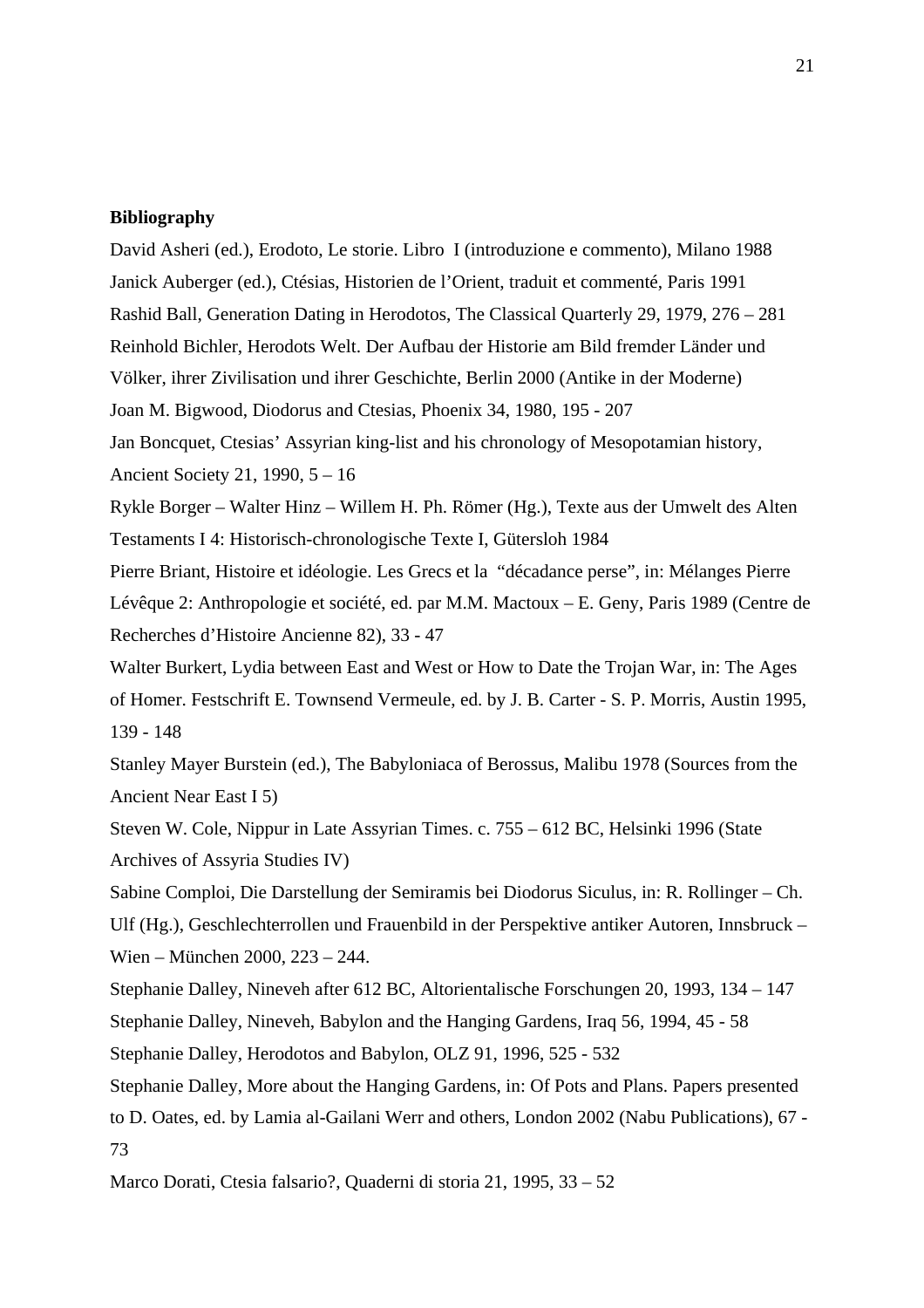**Bibliography**

David Asheri (ed.), Erodoto, Le storie. Libro I (introduzione e commento), Milano 1988

Janick Auberger (ed.), Ctésias, Historien de l'Orient, traduit et commenté, Paris 1991

Rashid Ball, Generation Dating in Herodotos, The Classical Quarterly 29, 1979, 276 – 281

Reinhold Bichler, Herodots Welt. Der Aufbau der Historie am Bild fremder Länder und Völker, ihrer Zivilisation und ihrer Geschichte, Berlin 2000 (Antike in der Moderne)

Joan M. Bigwood, Diodorus and Ctesias, Phoenix 34, 1980, 195 - 207

Jan Boncquet, Ctesias' Assyrian king-list and his chronology of Mesopotamian history, Ancient Society 21, 1990, 5 – 16

Rykle Borger – Walter Hinz – Willem H. Ph. Römer (Hg.), Texte aus der Umwelt des Alten Testaments I 4: Historisch-chronologische Texte I, Gütersloh 1984

Pierre Briant, Histoire et idéologie. Les Grecs et la "décadance perse", in: Mélanges Pierre Lévêque 2: Anthropologie et société, ed. par M.M. Mactoux – E. Geny, Paris 1989 (Centre de Recherches d'Histoire Ancienne 82), 33 - 47

Walter Burkert, Lydia between East and West or How to Date the Trojan War, in: The Ages of Homer. Festschrift E. Townsend Vermeule, ed. by J. B. Carter - S. P. Morris, Austin 1995, 139 - 148

Stanley Mayer Burstein (ed.), The Babyloniaca of Berossus, Malibu 1978 (Sources from the Ancient Near East I 5)

Steven W. Cole, Nippur in Late Assyrian Times. c. 755 – 612 BC, Helsinki 1996 (State Archives of Assyria Studies IV)

Sabine Comploi, Die Darstellung der Semiramis bei Diodorus Siculus, in: R. Rollinger – Ch. Ulf (Hg.), Geschlechterrollen und Frauenbild in der Perspektive antiker Autoren, Innsbruck – Wien – München 2000, 223 – 244.

Stephanie Dalley, Nineveh after 612 BC, Altorientalische Forschungen 20, 1993, 134 – 147

Stephanie Dalley, Nineveh, Babylon and the Hanging Gardens, Iraq 56, 1994, 45 - 58

Stephanie Dalley, Herodotos and Babylon, OLZ 91, 1996, 525 - 532

Stephanie Dalley, More about the Hanging Gardens, in: Of Pots and Plans. Papers presented to D. Oates, ed. by Lamia al-Gailani Werr and others, London 2002 (Nabu Publications), 67 - 73

Marco Dorati, Ctesia falsario?, Quaderni di storia 21, 1995, 33 – 52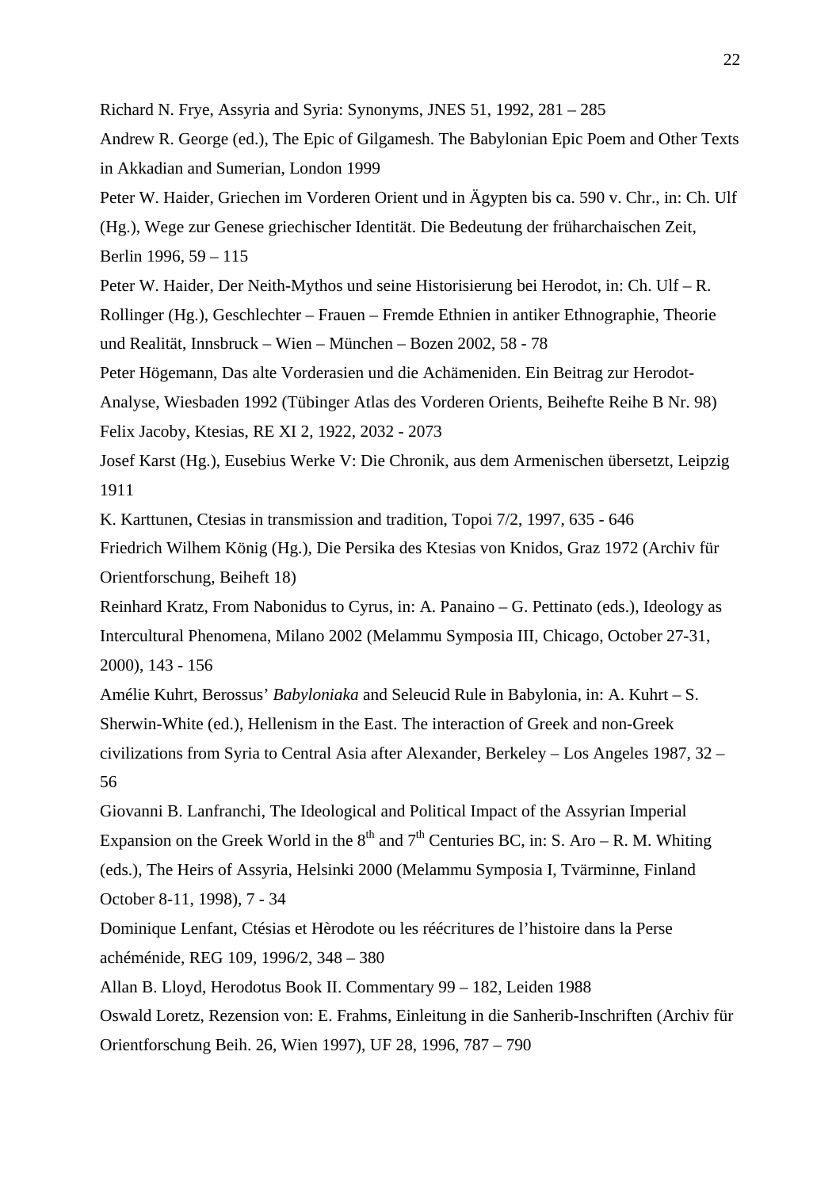Richard N. Frye, Assyria and Syria: Synonyms, JNES 51, 1992, 281 – 285

Andrew R. George (ed.), The Epic of Gilgamesh. The Babylonian Epic Poem and Other Texts in Akkadian and Sumerian, London 1999

Peter W. Haider, Griechen im Vorderen Orient und in Ägypten bis ca. 590 v. Chr., in: Ch. Ulf (Hg.), Wege zur Genese griechischer Identität. Die Bedeutung der früharchaischen Zeit, Berlin 1996, 59 – 115

Peter W. Haider, Der Neith-Mythos und seine Historisierung bei Herodot, in: Ch. Ulf – R. Rollinger (Hg.), Geschlechter – Frauen – Fremde Ethnien in antiker Ethnographie, Theorie und Realität, Innsbruck – Wien – München – Bozen 2002, 58 - 78

Peter Högemann, Das alte Vorderasien und die Achämeniden. Ein Beitrag zur Herodot-Analyse, Wiesbaden 1992 (Tübinger Atlas des Vorderen Orients, Beihefte Reihe B Nr. 98)

Felix Jacoby, Ktesias, RE XI 2, 1922, 2032 - 2073

Josef Karst (Hg.), Eusebius Werke V: Die Chronik, aus dem Armenischen übersetzt, Leipzig 1911

K. Karttunen, Ctesias in transmission and tradition, Topoi 7/2, 1997, 635 - 646

Friedrich Wilhem König (Hg.), Die Persika des Ktesias von Knidos, Graz 1972 (Archiv für Orientforschung, Beiheft 18)

Reinhard Kratz, From Nabonidus to Cyrus, in: A. Panaino – G. Pettinato (eds.), Ideology as Intercultural Phenomena, Milano 2002 (Melammu Symposia III, Chicago, October 27-31, 2000), 143 - 156

Amélie Kuhrt, Berossus' *Babyloniaka* and Seleucid Rule in Babylonia, in: A. Kuhrt – S. Sherwin-White (ed.), Hellenism in the East. The interaction of Greek and non-Greek civilizations from Syria to Central Asia after Alexander, Berkeley – Los Angeles 1987, 32 – 56

Giovanni B. Lanfranchi, The Ideological and Political Impact of the Assyrian Imperial Expansion on the Greek World in the 8th and 7th Centuries BC, in: S. Aro – R. M. Whiting (eds.), The Heirs of Assyria, Helsinki 2000 (Melammu Symposia I, Tvärminne, Finland October 8-11, 1998), 7 - 34

Dominique Lenfant, Ctésias et Hèrodote ou les réécritures de l'histoire dans la Perse achéménide, REG 109, 1996/2, 348 – 380

Allan B. Lloyd, Herodotus Book II. Commentary 99 – 182, Leiden 1988

Oswald Loretz, Rezension von: E. Frahms, Einleitung in die Sanherib-Inschriften (Archiv für Orientforschung Beih. 26, Wien 1997), UF 28, 1996, 787 – 790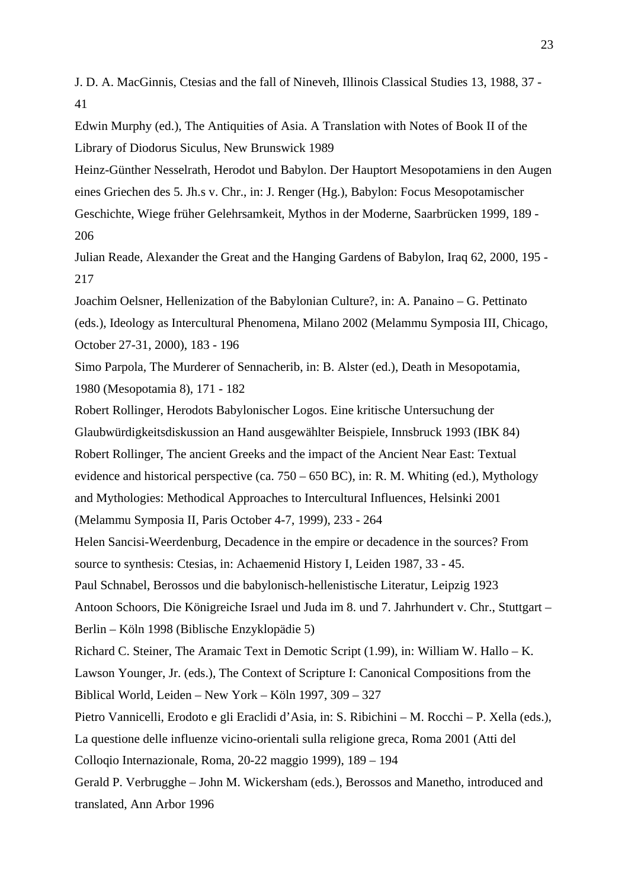J. D. A. MacGinnis, Ctesias and the fall of Nineveh, Illinois Classical Studies 13, 1988, 37 - 41

Edwin Murphy (ed.), The Antiquities of Asia. A Translation with Notes of Book II of the Library of Diodorus Siculus, New Brunswick 1989

Heinz-Günther Nesselrath, Herodot und Babylon. Der Hauptort Mesopotamiens in den Augen eines Griechen des 5. Jh.s v. Chr., in: J. Renger (Hg.), Babylon: Focus Mesopotamischer Geschichte, Wiege früher Gelehrsamkeit, Mythos in der Moderne, Saarbrücken 1999, 189 - 206

Julian Reade, Alexander the Great and the Hanging Gardens of Babylon, Iraq 62, 2000, 195 - 217

Joachim Oelsner, Hellenization of the Babylonian Culture?, in: A. Panaino – G. Pettinato (eds.), Ideology as Intercultural Phenomena, Milano 2002 (Melammu Symposia III, Chicago, October 27-31, 2000), 183 - 196

Simo Parpola, The Murderer of Sennacherib, in: B. Alster (ed.), Death in Mesopotamia, 1980 (Mesopotamia 8), 171 - 182

Robert Rollinger, Herodots Babylonischer Logos. Eine kritische Untersuchung der Glaubwürdigkeitsdiskussion an Hand ausgewählter Beispiele, Innsbruck 1993 (IBK 84)

Robert Rollinger, The ancient Greeks and the impact of the Ancient Near East: Textual evidence and historical perspective (ca. 750 – 650 BC), in: R. M. Whiting (ed.), Mythology and Mythologies: Methodical Approaches to Intercultural Influences, Helsinki 2001 (Melammu Symposia II, Paris October 4-7, 1999), 233 - 264

Helen Sancisi-Weerdenburg, Decadence in the empire or decadence in the sources? From source to synthesis: Ctesias, in: Achaemenid History I, Leiden 1987, 33 - 45.

Paul Schnabel, Berossos und die babylonisch-hellenistische Literatur, Leipzig 1923

Antoon Schoors, Die Königreiche Israel und Juda im 8. und 7. Jahrhundert v. Chr., Stuttgart – Berlin – Köln 1998 (Biblische Enzyklopädie 5)

Richard C. Steiner, The Aramaic Text in Demotic Script (1.99), in: William W. Hallo – K. Lawson Younger, Jr. (eds.), The Context of Scripture I: Canonical Compositions from the Biblical World, Leiden – New York – Köln 1997, 309 – 327

Pietro Vannicelli, Erodoto e gli Eraclidi d'Asia, in: S. Ribichini – M. Rocchi – P. Xella (eds.), La questione delle influenze vicino-orientali sulla religione greca, Roma 2001 (Atti del Colloqio Internazionale, Roma, 20-22 maggio 1999), 189 – 194

Gerald P. Verbrugghe – John M. Wickersham (eds.), Berossos and Manetho, introduced and translated, Ann Arbor 1996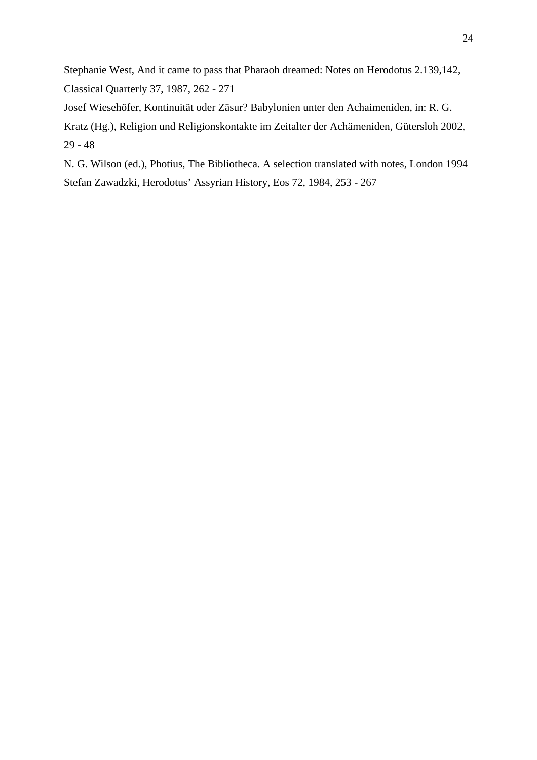Stephanie West, And it came to pass that Pharaoh dreamed: Notes on Herodotus 2.139,142, Classical Quarterly 37, 1987, 262 - 271

Josef Wiesehöfer, Kontinuität oder Zäsur? Babylonien unter den Achaimeniden, in: R. G. Kratz (Hg.), Religion und Religionskontakte im Zeitalter der Achämeniden, Gütersloh 2002, 29 - 48

N. G. Wilson (ed.), Photius, The Bibliotheca. A selection translated with notes, London 1994

Stefan Zawadzki, Herodotus' Assyrian History, Eos 72, 1984, 253 - 267